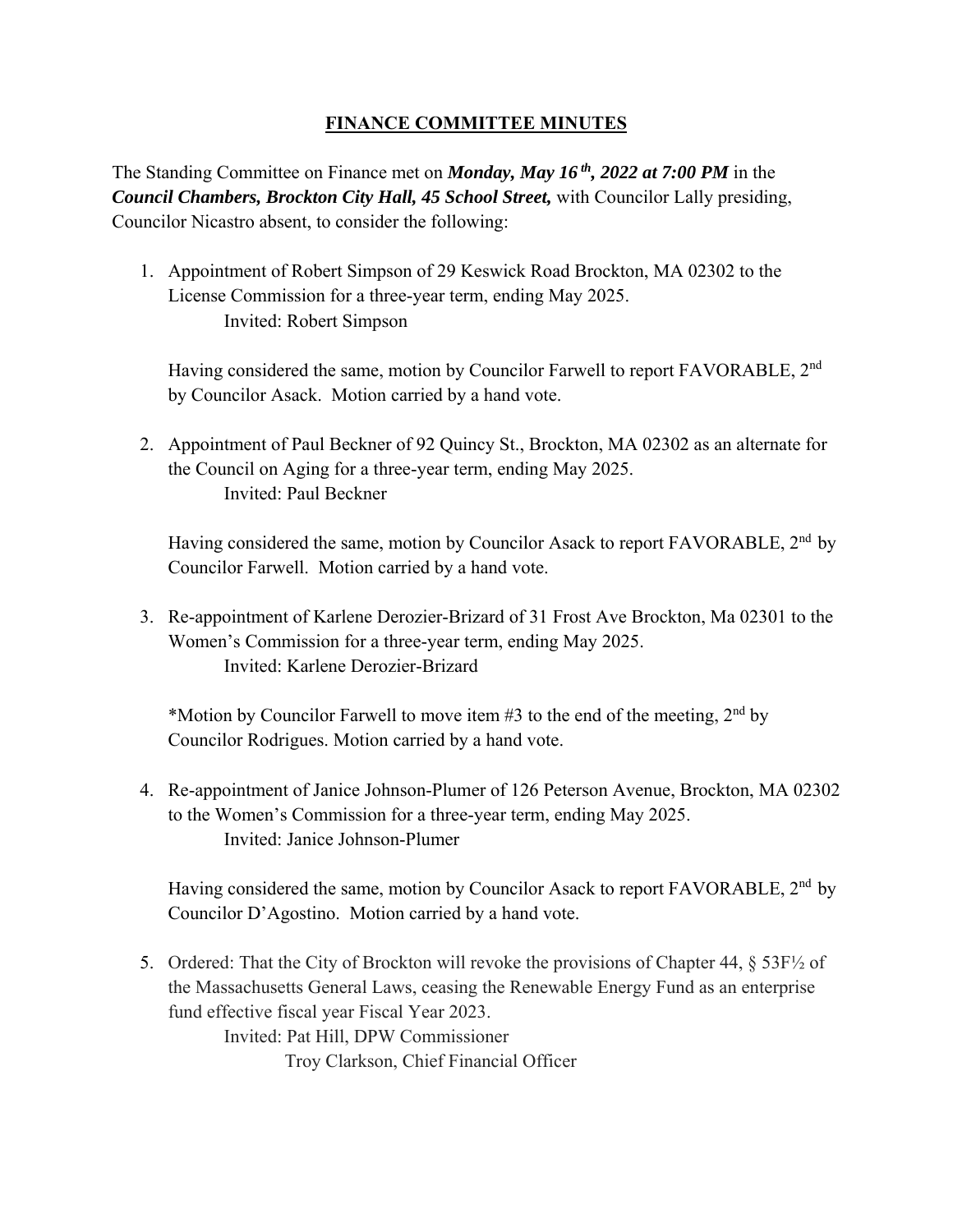# FINANCE COMMITTEE MINUTES

The Standing Committee on Finance met on ***Monday, May 16th, 2022 at 7:00 PM*** in the ***Council Chambers, Brockton City Hall, 45 School Street,*** with Councilor Lally presiding, Councilor Nicastro absent, to consider the following:

1. Appointment of Robert Simpson of 29 Keswick Road Brockton, MA 02302 to the License Commission for a three-year term, ending May 2025.
   Invited: Robert Simpson

   Having considered the same, motion by Councilor Farwell to report FAVORABLE, 2nd by Councilor Asack. Motion carried by a hand vote.

2. Appointment of Paul Beckner of 92 Quincy St., Brockton, MA 02302 as an alternate for the Council on Aging for a three-year term, ending May 2025.
   Invited: Paul Beckner

   Having considered the same, motion by Councilor Asack to report FAVORABLE, 2nd by Councilor Farwell. Motion carried by a hand vote.

3. Re-appointment of Karlene Derozier-Brizard of 31 Frost Ave Brockton, Ma 02301 to the Women's Commission for a three-year term, ending May 2025.
   Invited: Karlene Derozier-Brizard

   *Motion by Councilor Farwell to move item #3 to the end of the meeting, 2nd by Councilor Rodrigues. Motion carried by a hand vote.

4. Re-appointment of Janice Johnson-Plumer of 126 Peterson Avenue, Brockton, MA 02302 to the Women's Commission for a three-year term, ending May 2025.
   Invited: Janice Johnson-Plumer

   Having considered the same, motion by Councilor Asack to report FAVORABLE, 2nd by Councilor D'Agostino. Motion carried by a hand vote.

5. Ordered: That the City of Brockton will revoke the provisions of Chapter 44, § 53F½ of the Massachusetts General Laws, ceasing the Renewable Energy Fund as an enterprise fund effective fiscal year Fiscal Year 2023.
   Invited: Pat Hill, DPW Commissioner
   Troy Clarkson, Chief Financial Officer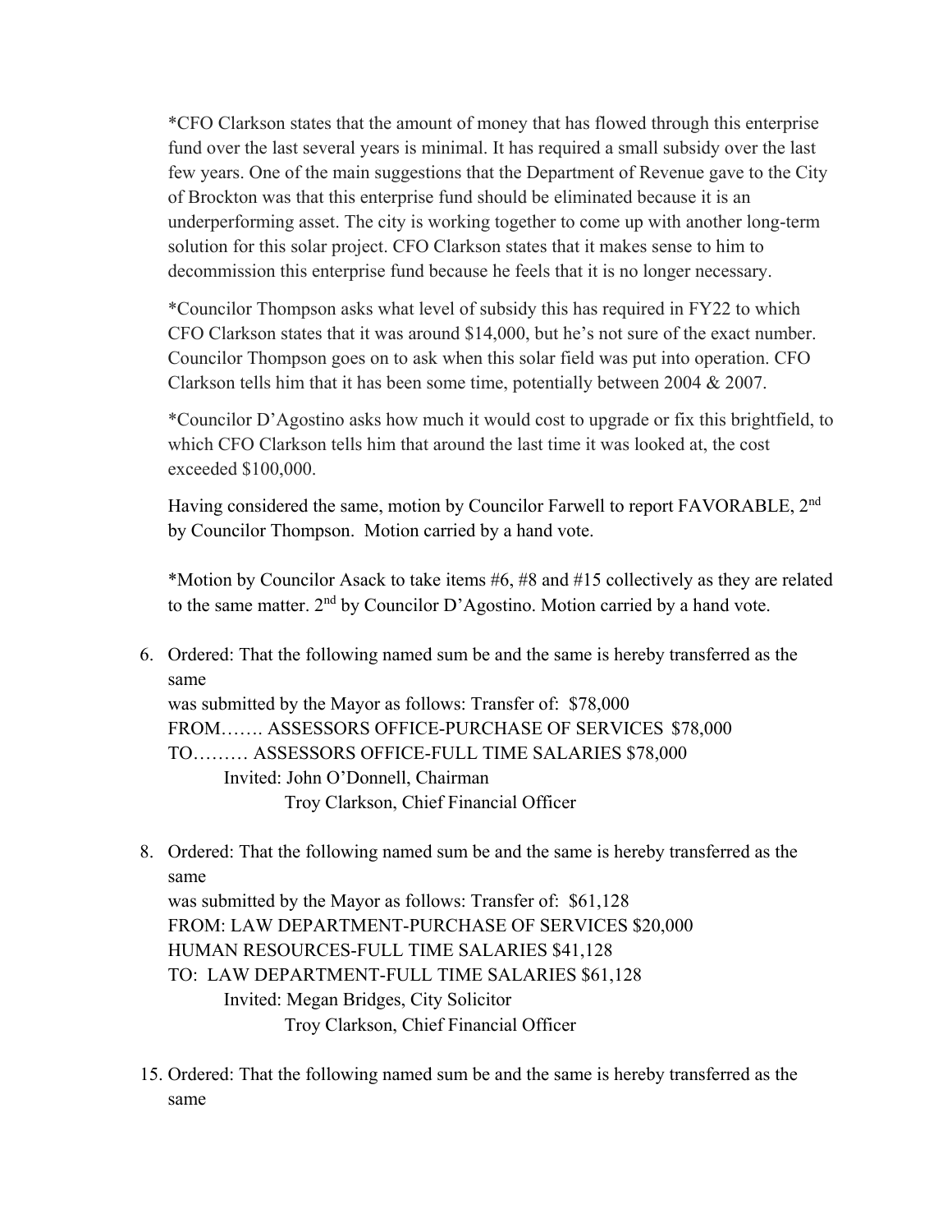*CFO Clarkson states that the amount of money that has flowed through this enterprise fund over the last several years is minimal. It has required a small subsidy over the last few years. One of the main suggestions that the Department of Revenue gave to the City of Brockton was that this enterprise fund should be eliminated because it is an underperforming asset. The city is working together to come up with another long-term solution for this solar project. CFO Clarkson states that it makes sense to him to decommission this enterprise fund because he feels that it is no longer necessary.

*Councilor Thompson asks what level of subsidy this has required in FY22 to which CFO Clarkson states that it was around $14,000, but he's not sure of the exact number. Councilor Thompson goes on to ask when this solar field was put into operation. CFO Clarkson tells him that it has been some time, potentially between 2004 & 2007.

*Councilor D'Agostino asks how much it would cost to upgrade or fix this brightfield, to which CFO Clarkson tells him that around the last time it was looked at, the cost exceeded $100,000.

Having considered the same, motion by Councilor Farwell to report FAVORABLE, 2nd by Councilor Thompson. Motion carried by a hand vote.

*Motion by Councilor Asack to take items #6, #8 and #15 collectively as they are related to the same matter. 2nd by Councilor D'Agostino. Motion carried by a hand vote.

6. Ordered: That the following named sum be and the same is hereby transferred as the same
   was submitted by the Mayor as follows: Transfer of: $78,000
   FROM……. ASSESSORS OFFICE-PURCHASE OF SERVICES $78,000
   TO……… ASSESSORS OFFICE-FULL TIME SALARIES $78,000
   Invited: John O'Donnell, Chairman
   Troy Clarkson, Chief Financial Officer

8. Ordered: That the following named sum be and the same is hereby transferred as the same
   was submitted by the Mayor as follows: Transfer of: $61,128
   FROM: LAW DEPARTMENT-PURCHASE OF SERVICES $20,000
   HUMAN RESOURCES-FULL TIME SALARIES $41,128
   TO: LAW DEPARTMENT-FULL TIME SALARIES $61,128
   Invited: Megan Bridges, City Solicitor
   Troy Clarkson, Chief Financial Officer

15. Ordered: That the following named sum be and the same is hereby transferred as the same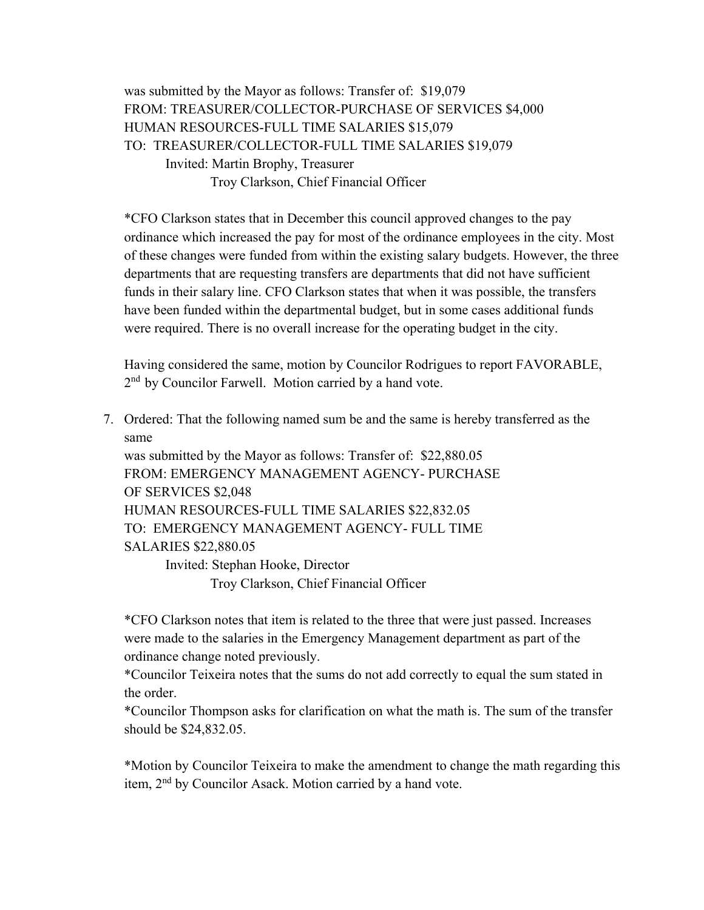was submitted by the Mayor as follows: Transfer of: $19,079
FROM: TREASURER/COLLECTOR-PURCHASE OF SERVICES $4,000
HUMAN RESOURCES-FULL TIME SALARIES $15,079
TO: TREASURER/COLLECTOR-FULL TIME SALARIES $19,079
Invited: Martin Brophy, Treasurer
Troy Clarkson, Chief Financial Officer

*CFO Clarkson states that in December this council approved changes to the pay ordinance which increased the pay for most of the ordinance employees in the city. Most of these changes were funded from within the existing salary budgets. However, the three departments that are requesting transfers are departments that did not have sufficient funds in their salary line. CFO Clarkson states that when it was possible, the transfers have been funded within the departmental budget, but in some cases additional funds were required. There is no overall increase for the operating budget in the city.

Having considered the same, motion by Councilor Rodrigues to report FAVORABLE, 2nd by Councilor Farwell. Motion carried by a hand vote.

7. Ordered: That the following named sum be and the same is hereby transferred as the same
was submitted by the Mayor as follows: Transfer of: $22,880.05
FROM: EMERGENCY MANAGEMENT AGENCY- PURCHASE OF SERVICES $2,048
HUMAN RESOURCES-FULL TIME SALARIES $22,832.05
TO: EMERGENCY MANAGEMENT AGENCY- FULL TIME SALARIES $22,880.05
Invited: Stephan Hooke, Director
Troy Clarkson, Chief Financial Officer

*CFO Clarkson notes that item is related to the three that were just passed. Increases were made to the salaries in the Emergency Management department as part of the ordinance change noted previously.
*Councilor Teixeira notes that the sums do not add correctly to equal the sum stated in the order.
*Councilor Thompson asks for clarification on what the math is. The sum of the transfer should be $24,832.05.

*Motion by Councilor Teixeira to make the amendment to change the math regarding this item, 2nd by Councilor Asack. Motion carried by a hand vote.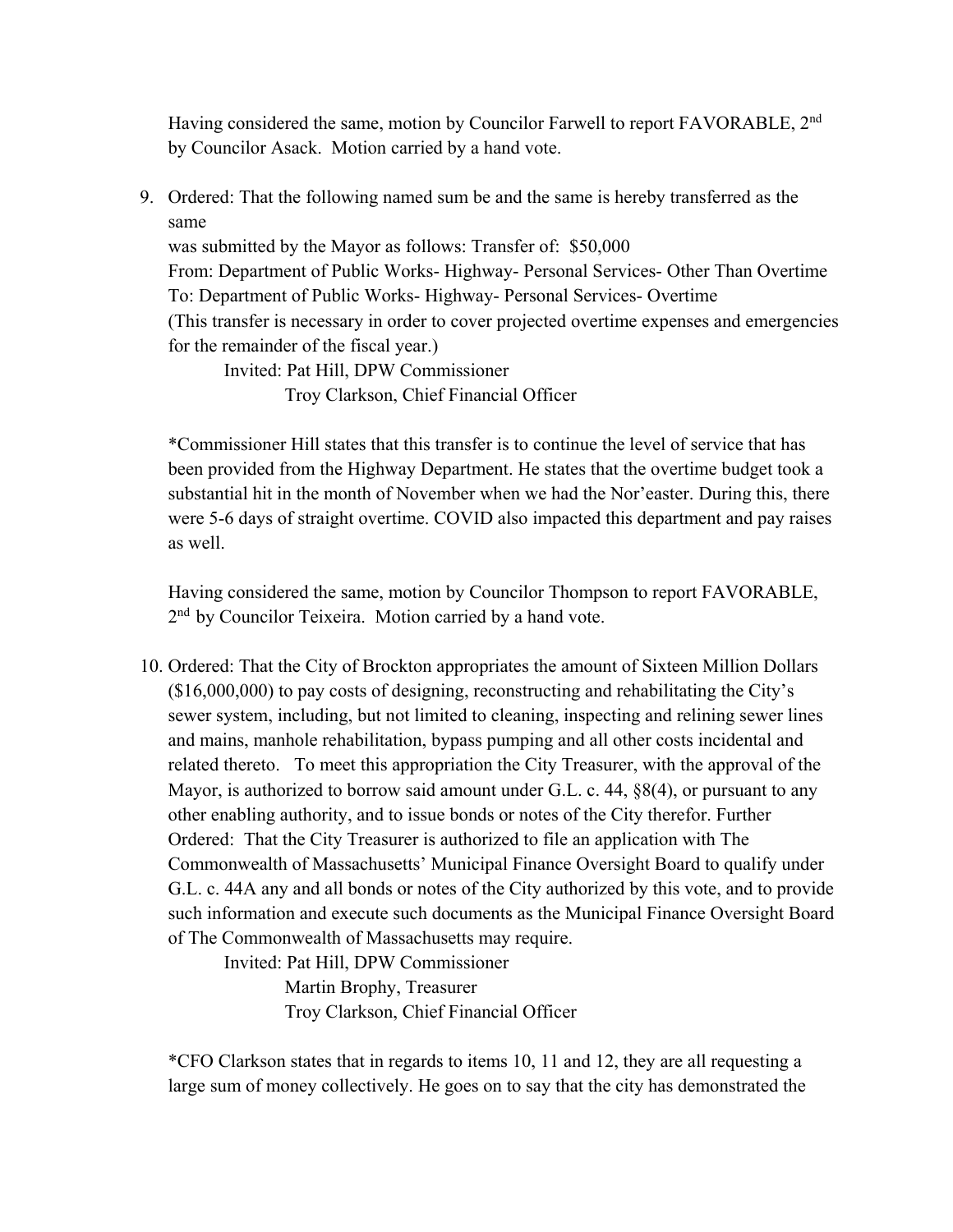Having considered the same, motion by Councilor Farwell to report FAVORABLE, 2nd by Councilor Asack. Motion carried by a hand vote.

9. Ordered: That the following named sum be and the same is hereby transferred as the same
   was submitted by the Mayor as follows: Transfer of: $50,000
   From: Department of Public Works- Highway- Personal Services- Other Than Overtime
   To: Department of Public Works- Highway- Personal Services- Overtime
   (This transfer is necessary in order to cover projected overtime expenses and emergencies for the remainder of the fiscal year.)
   
   Invited: Pat Hill, DPW Commissioner
   Troy Clarkson, Chief Financial Officer

   *Commissioner Hill states that this transfer is to continue the level of service that has been provided from the Highway Department. He states that the overtime budget took a substantial hit in the month of November when we had the Nor'easter. During this, there were 5-6 days of straight overtime. COVID also impacted this department and pay raises as well.

   Having considered the same, motion by Councilor Thompson to report FAVORABLE, 2nd by Councilor Teixeira. Motion carried by a hand vote.

10. Ordered: That the City of Brockton appropriates the amount of Sixteen Million Dollars ($16,000,000) to pay costs of designing, reconstructing and rehabilitating the City's sewer system, including, but not limited to cleaning, inspecting and relining sewer lines and mains, manhole rehabilitation, bypass pumping and all other costs incidental and related thereto. To meet this appropriation the City Treasurer, with the approval of the Mayor, is authorized to borrow said amount under G.L. c. 44, §8(4), or pursuant to any other enabling authority, and to issue bonds or notes of the City therefor. Further Ordered: That the City Treasurer is authorized to file an application with The Commonwealth of Massachusetts' Municipal Finance Oversight Board to qualify under G.L. c. 44A any and all bonds or notes of the City authorized by this vote, and to provide such information and execute such documents as the Municipal Finance Oversight Board of The Commonwealth of Massachusetts may require.
    
    Invited: Pat Hill, DPW Commissioner
    Martin Brophy, Treasurer
    Troy Clarkson, Chief Financial Officer

    *CFO Clarkson states that in regards to items 10, 11 and 12, they are all requesting a large sum of money collectively. He goes on to say that the city has demonstrated the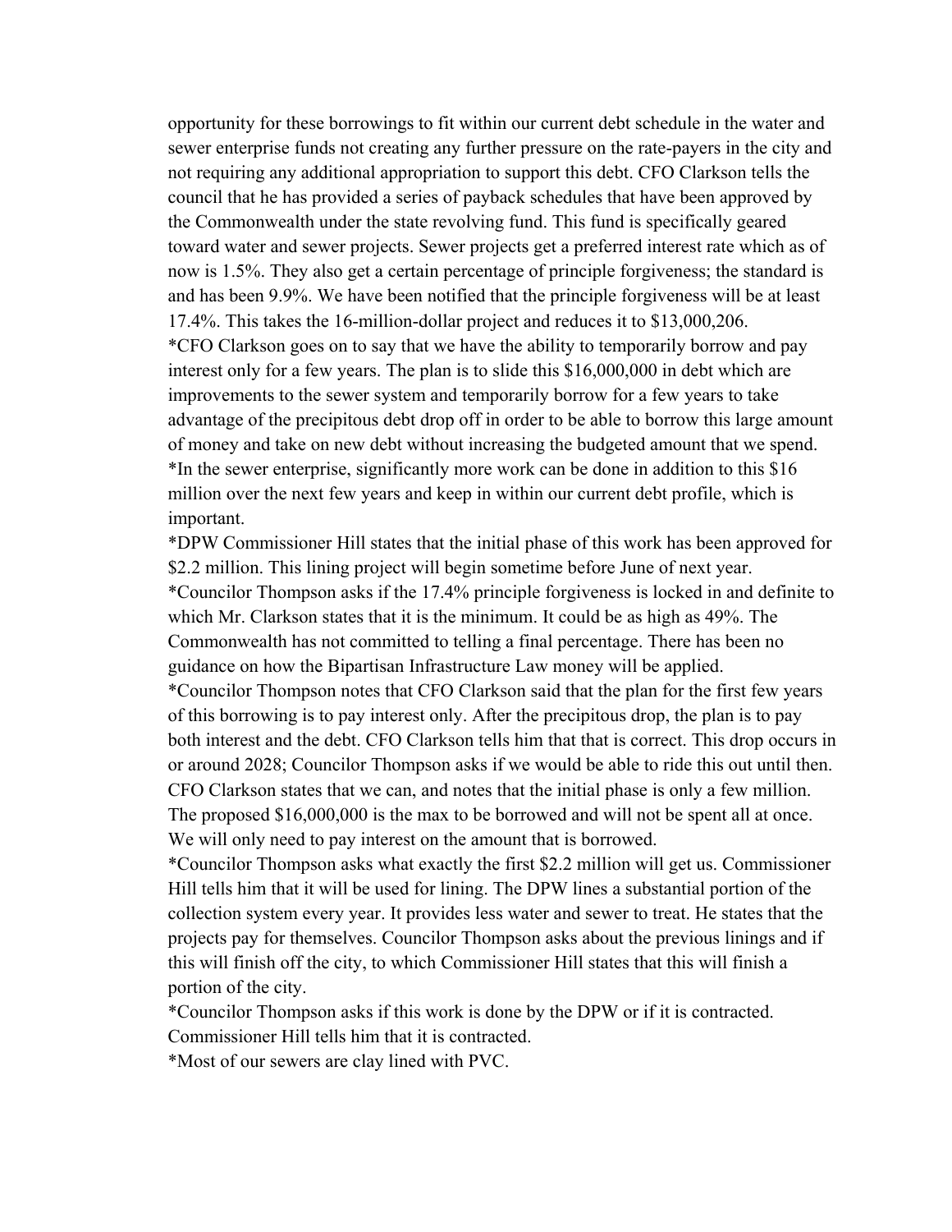opportunity for these borrowings to fit within our current debt schedule in the water and sewer enterprise funds not creating any further pressure on the rate-payers in the city and not requiring any additional appropriation to support this debt. CFO Clarkson tells the council that he has provided a series of payback schedules that have been approved by the Commonwealth under the state revolving fund. This fund is specifically geared toward water and sewer projects. Sewer projects get a preferred interest rate which as of now is 1.5%. They also get a certain percentage of principle forgiveness; the standard is and has been 9.9%. We have been notified that the principle forgiveness will be at least 17.4%. This takes the 16-million-dollar project and reduces it to $13,000,206.

*CFO Clarkson goes on to say that we have the ability to temporarily borrow and pay interest only for a few years. The plan is to slide this $16,000,000 in debt which are improvements to the sewer system and temporarily borrow for a few years to take advantage of the precipitous debt drop off in order to be able to borrow this large amount of money and take on new debt without increasing the budgeted amount that we spend.

*In the sewer enterprise, significantly more work can be done in addition to this $16 million over the next few years and keep in within our current debt profile, which is important.

*DPW Commissioner Hill states that the initial phase of this work has been approved for $2.2 million. This lining project will begin sometime before June of next year.

*Councilor Thompson asks if the 17.4% principle forgiveness is locked in and definite to which Mr. Clarkson states that it is the minimum. It could be as high as 49%. The Commonwealth has not committed to telling a final percentage. There has been no guidance on how the Bipartisan Infrastructure Law money will be applied.

*Councilor Thompson notes that CFO Clarkson said that the plan for the first few years of this borrowing is to pay interest only. After the precipitous drop, the plan is to pay both interest and the debt. CFO Clarkson tells him that that is correct. This drop occurs in or around 2028; Councilor Thompson asks if we would be able to ride this out until then. CFO Clarkson states that we can, and notes that the initial phase is only a few million. The proposed $16,000,000 is the max to be borrowed and will not be spent all at once. We will only need to pay interest on the amount that is borrowed.

*Councilor Thompson asks what exactly the first $2.2 million will get us. Commissioner Hill tells him that it will be used for lining. The DPW lines a substantial portion of the collection system every year. It provides less water and sewer to treat. He states that the projects pay for themselves. Councilor Thompson asks about the previous linings and if this will finish off the city, to which Commissioner Hill states that this will finish a portion of the city.

*Councilor Thompson asks if this work is done by the DPW or if it is contracted. Commissioner Hill tells him that it is contracted.

*Most of our sewers are clay lined with PVC.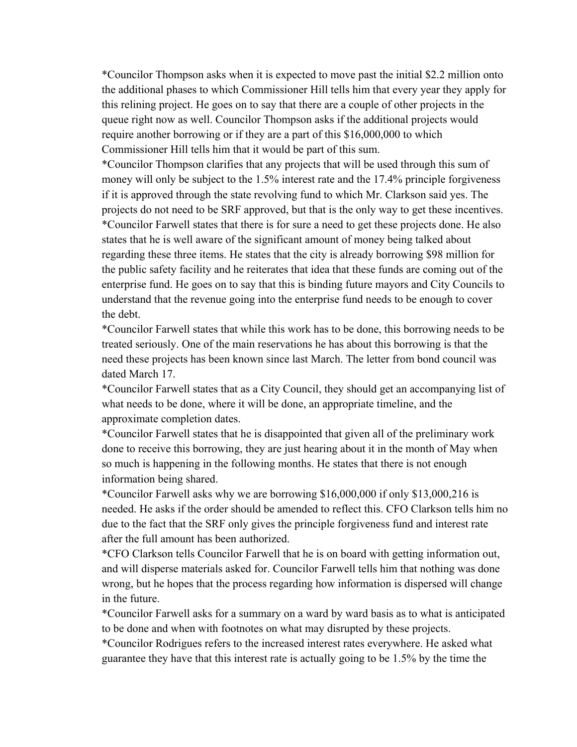*Councilor Thompson asks when it is expected to move past the initial $2.2 million onto the additional phases to which Commissioner Hill tells him that every year they apply for this relining project. He goes on to say that there are a couple of other projects in the queue right now as well. Councilor Thompson asks if the additional projects would require another borrowing or if they are a part of this $16,000,000 to which Commissioner Hill tells him that it would be part of this sum.

*Councilor Thompson clarifies that any projects that will be used through this sum of money will only be subject to the 1.5% interest rate and the 17.4% principle forgiveness if it is approved through the state revolving fund to which Mr. Clarkson said yes. The projects do not need to be SRF approved, but that is the only way to get these incentives.

*Councilor Farwell states that there is for sure a need to get these projects done. He also states that he is well aware of the significant amount of money being talked about regarding these three items. He states that the city is already borrowing $98 million for the public safety facility and he reiterates that idea that these funds are coming out of the enterprise fund. He goes on to say that this is binding future mayors and City Councils to understand that the revenue going into the enterprise fund needs to be enough to cover the debt.

*Councilor Farwell states that while this work has to be done, this borrowing needs to be treated seriously. One of the main reservations he has about this borrowing is that the need these projects has been known since last March. The letter from bond council was dated March 17.

*Councilor Farwell states that as a City Council, they should get an accompanying list of what needs to be done, where it will be done, an appropriate timeline, and the approximate completion dates.

*Councilor Farwell states that he is disappointed that given all of the preliminary work done to receive this borrowing, they are just hearing about it in the month of May when so much is happening in the following months. He states that there is not enough information being shared.

*Councilor Farwell asks why we are borrowing $16,000,000 if only $13,000,216 is needed. He asks if the order should be amended to reflect this. CFO Clarkson tells him no due to the fact that the SRF only gives the principle forgiveness fund and interest rate after the full amount has been authorized.

*CFO Clarkson tells Councilor Farwell that he is on board with getting information out, and will disperse materials asked for. Councilor Farwell tells him that nothing was done wrong, but he hopes that the process regarding how information is dispersed will change in the future.

*Councilor Farwell asks for a summary on a ward by ward basis as to what is anticipated to be done and when with footnotes on what may disrupted by these projects.

*Councilor Rodrigues refers to the increased interest rates everywhere. He asked what guarantee they have that this interest rate is actually going to be 1.5% by the time the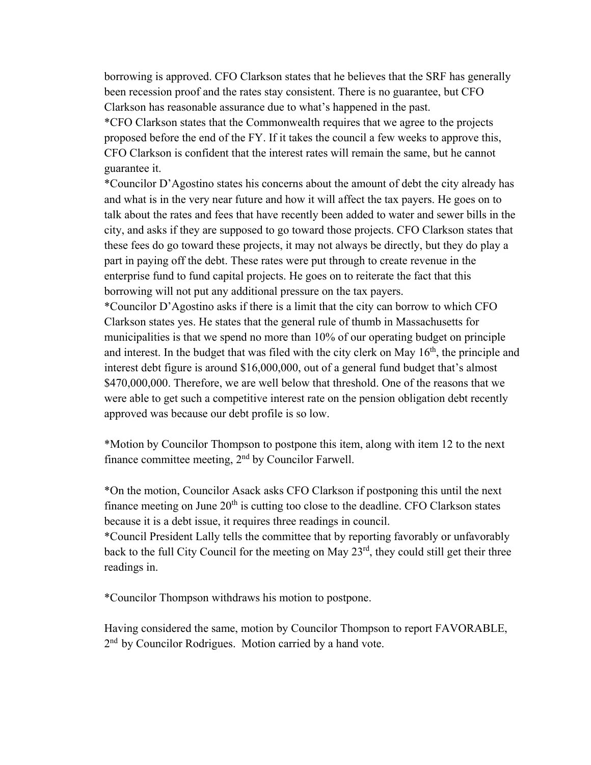borrowing is approved. CFO Clarkson states that he believes that the SRF has generally been recession proof and the rates stay consistent. There is no guarantee, but CFO Clarkson has reasonable assurance due to what's happened in the past.

*CFO Clarkson states that the Commonwealth requires that we agree to the projects proposed before the end of the FY. If it takes the council a few weeks to approve this, CFO Clarkson is confident that the interest rates will remain the same, but he cannot guarantee it.

*Councilor D'Agostino states his concerns about the amount of debt the city already has and what is in the very near future and how it will affect the tax payers. He goes on to talk about the rates and fees that have recently been added to water and sewer bills in the city, and asks if they are supposed to go toward those projects. CFO Clarkson states that these fees do go toward these projects, it may not always be directly, but they do play a part in paying off the debt. These rates were put through to create revenue in the enterprise fund to fund capital projects. He goes on to reiterate the fact that this borrowing will not put any additional pressure on the tax payers.

*Councilor D'Agostino asks if there is a limit that the city can borrow to which CFO Clarkson states yes. He states that the general rule of thumb in Massachusetts for municipalities is that we spend no more than 10% of our operating budget on principle and interest. In the budget that was filed with the city clerk on May 16th, the principle and interest debt figure is around $16,000,000, out of a general fund budget that's almost $470,000,000. Therefore, we are well below that threshold. One of the reasons that we were able to get such a competitive interest rate on the pension obligation debt recently approved was because our debt profile is so low.

*Motion by Councilor Thompson to postpone this item, along with item 12 to the next finance committee meeting, 2nd by Councilor Farwell.

*On the motion, Councilor Asack asks CFO Clarkson if postponing this until the next finance meeting on June 20th is cutting too close to the deadline. CFO Clarkson states because it is a debt issue, it requires three readings in council.

*Council President Lally tells the committee that by reporting favorably or unfavorably back to the full City Council for the meeting on May 23rd, they could still get their three readings in.

*Councilor Thompson withdraws his motion to postpone.

Having considered the same, motion by Councilor Thompson to report FAVORABLE, 2nd by Councilor Rodrigues. Motion carried by a hand vote.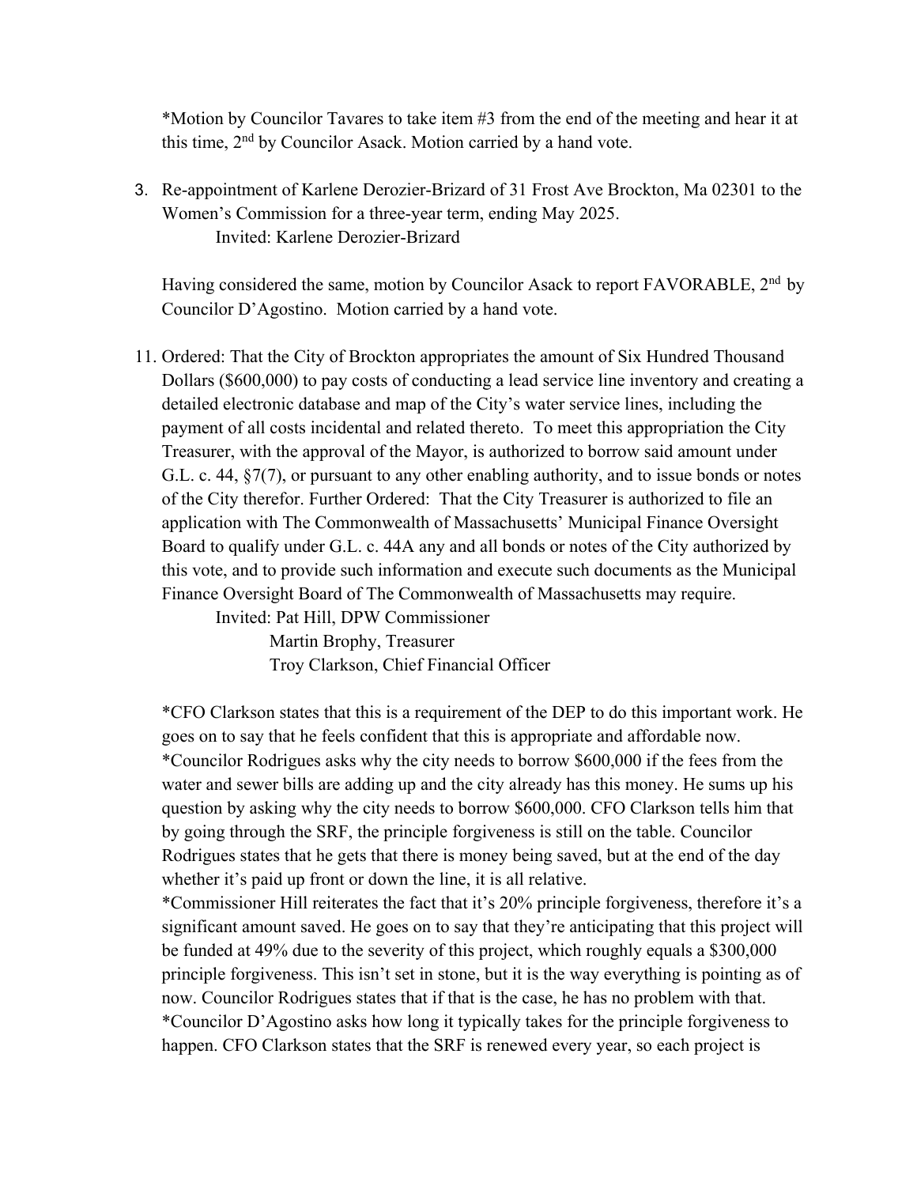*Motion by Councilor Tavares to take item #3 from the end of the meeting and hear it at this time, 2nd by Councilor Asack. Motion carried by a hand vote.

3. Re-appointment of Karlene Derozier-Brizard of 31 Frost Ave Brockton, Ma 02301 to the Women's Commission for a three-year term, ending May 2025.
   Invited: Karlene Derozier-Brizard

Having considered the same, motion by Councilor Asack to report FAVORABLE, 2nd by Councilor D'Agostino. Motion carried by a hand vote.

11. Ordered: That the City of Brockton appropriates the amount of Six Hundred Thousand Dollars ($600,000) to pay costs of conducting a lead service line inventory and creating a detailed electronic database and map of the City's water service lines, including the payment of all costs incidental and related thereto. To meet this appropriation the City Treasurer, with the approval of the Mayor, is authorized to borrow said amount under G.L. c. 44, §7(7), or pursuant to any other enabling authority, and to issue bonds or notes of the City therefor. Further Ordered: That the City Treasurer is authorized to file an application with The Commonwealth of Massachusetts' Municipal Finance Oversight Board to qualify under G.L. c. 44A any and all bonds or notes of the City authorized by this vote, and to provide such information and execute such documents as the Municipal Finance Oversight Board of The Commonwealth of Massachusetts may require.
    Invited: Pat Hill, DPW Commissioner
    Martin Brophy, Treasurer
    Troy Clarkson, Chief Financial Officer

*CFO Clarkson states that this is a requirement of the DEP to do this important work. He goes on to say that he feels confident that this is appropriate and affordable now.
*Councilor Rodrigues asks why the city needs to borrow $600,000 if the fees from the water and sewer bills are adding up and the city already has this money. He sums up his question by asking why the city needs to borrow $600,000. CFO Clarkson tells him that by going through the SRF, the principle forgiveness is still on the table. Councilor Rodrigues states that he gets that there is money being saved, but at the end of the day whether it's paid up front or down the line, it is all relative.
*Commissioner Hill reiterates the fact that it's 20% principle forgiveness, therefore it's a significant amount saved. He goes on to say that they're anticipating that this project will be funded at 49% due to the severity of this project, which roughly equals a $300,000 principle forgiveness. This isn't set in stone, but it is the way everything is pointing as of now. Councilor Rodrigues states that if that is the case, he has no problem with that.
*Councilor D'Agostino asks how long it typically takes for the principle forgiveness to happen. CFO Clarkson states that the SRF is renewed every year, so each project is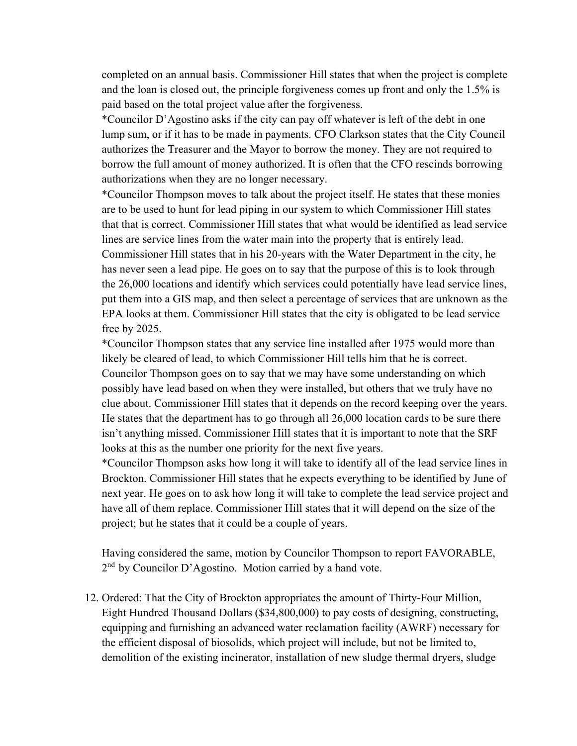completed on an annual basis. Commissioner Hill states that when the project is complete and the loan is closed out, the principle forgiveness comes up front and only the 1.5% is paid based on the total project value after the forgiveness.

*Councilor D'Agostino asks if the city can pay off whatever is left of the debt in one lump sum, or if it has to be made in payments. CFO Clarkson states that the City Council authorizes the Treasurer and the Mayor to borrow the money. They are not required to borrow the full amount of money authorized. It is often that the CFO rescinds borrowing authorizations when they are no longer necessary.

*Councilor Thompson moves to talk about the project itself. He states that these monies are to be used to hunt for lead piping in our system to which Commissioner Hill states that that is correct. Commissioner Hill states that what would be identified as lead service lines are service lines from the water main into the property that is entirely lead. Commissioner Hill states that in his 20-years with the Water Department in the city, he has never seen a lead pipe. He goes on to say that the purpose of this is to look through the 26,000 locations and identify which services could potentially have lead service lines, put them into a GIS map, and then select a percentage of services that are unknown as the EPA looks at them. Commissioner Hill states that the city is obligated to be lead service free by 2025.

*Councilor Thompson states that any service line installed after 1975 would more than likely be cleared of lead, to which Commissioner Hill tells him that he is correct. Councilor Thompson goes on to say that we may have some understanding on which possibly have lead based on when they were installed, but others that we truly have no clue about. Commissioner Hill states that it depends on the record keeping over the years. He states that the department has to go through all 26,000 location cards to be sure there isn't anything missed. Commissioner Hill states that it is important to note that the SRF looks at this as the number one priority for the next five years.

*Councilor Thompson asks how long it will take to identify all of the lead service lines in Brockton. Commissioner Hill states that he expects everything to be identified by June of next year. He goes on to ask how long it will take to complete the lead service project and have all of them replace. Commissioner Hill states that it will depend on the size of the project; but he states that it could be a couple of years.

Having considered the same, motion by Councilor Thompson to report FAVORABLE, 2nd by Councilor D'Agostino. Motion carried by a hand vote.

12. Ordered: That the City of Brockton appropriates the amount of Thirty-Four Million, Eight Hundred Thousand Dollars ($34,800,000) to pay costs of designing, constructing, equipping and furnishing an advanced water reclamation facility (AWRF) necessary for the efficient disposal of biosolids, which project will include, but not be limited to, demolition of the existing incinerator, installation of new sludge thermal dryers, sludge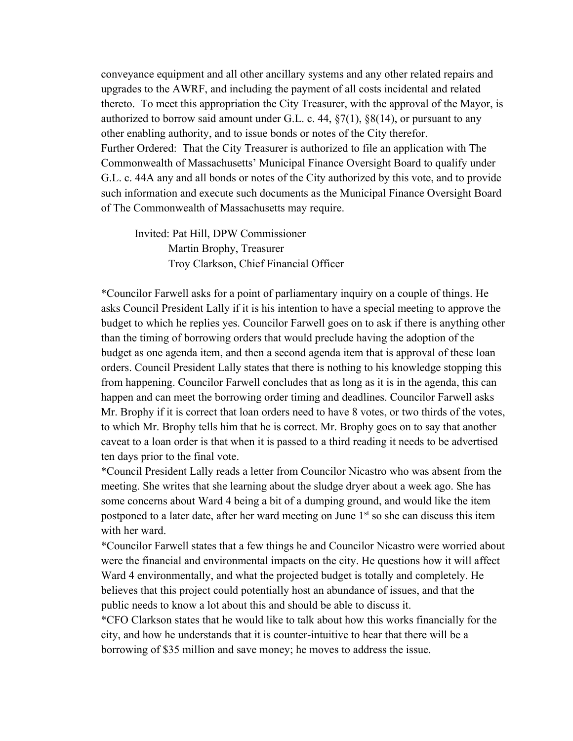conveyance equipment and all other ancillary systems and any other related repairs and upgrades to the AWRF, and including the payment of all costs incidental and related thereto. To meet this appropriation the City Treasurer, with the approval of the Mayor, is authorized to borrow said amount under G.L. c. 44, §7(1), §8(14), or pursuant to any other enabling authority, and to issue bonds or notes of the City therefor.
Further Ordered: That the City Treasurer is authorized to file an application with The Commonwealth of Massachusetts' Municipal Finance Oversight Board to qualify under G.L. c. 44A any and all bonds or notes of the City authorized by this vote, and to provide such information and execute such documents as the Municipal Finance Oversight Board of The Commonwealth of Massachusetts may require.

Invited: Pat Hill, DPW Commissioner
Martin Brophy, Treasurer
Troy Clarkson, Chief Financial Officer

*Councilor Farwell asks for a point of parliamentary inquiry on a couple of things. He asks Council President Lally if it is his intention to have a special meeting to approve the budget to which he replies yes. Councilor Farwell goes on to ask if there is anything other than the timing of borrowing orders that would preclude having the adoption of the budget as one agenda item, and then a second agenda item that is approval of these loan orders. Council President Lally states that there is nothing to his knowledge stopping this from happening. Councilor Farwell concludes that as long as it is in the agenda, this can happen and can meet the borrowing order timing and deadlines. Councilor Farwell asks Mr. Brophy if it is correct that loan orders need to have 8 votes, or two thirds of the votes, to which Mr. Brophy tells him that he is correct. Mr. Brophy goes on to say that another caveat to a loan order is that when it is passed to a third reading it needs to be advertised ten days prior to the final vote.
*Council President Lally reads a letter from Councilor Nicastro who was absent from the meeting. She writes that she learning about the sludge dryer about a week ago. She has some concerns about Ward 4 being a bit of a dumping ground, and would like the item postponed to a later date, after her ward meeting on June 1st so she can discuss this item with her ward.
*Councilor Farwell states that a few things he and Councilor Nicastro were worried about were the financial and environmental impacts on the city. He questions how it will affect Ward 4 environmentally, and what the projected budget is totally and completely. He believes that this project could potentially host an abundance of issues, and that the public needs to know a lot about this and should be able to discuss it.
*CFO Clarkson states that he would like to talk about how this works financially for the city, and how he understands that it is counter-intuitive to hear that there will be a borrowing of $35 million and save money; he moves to address the issue.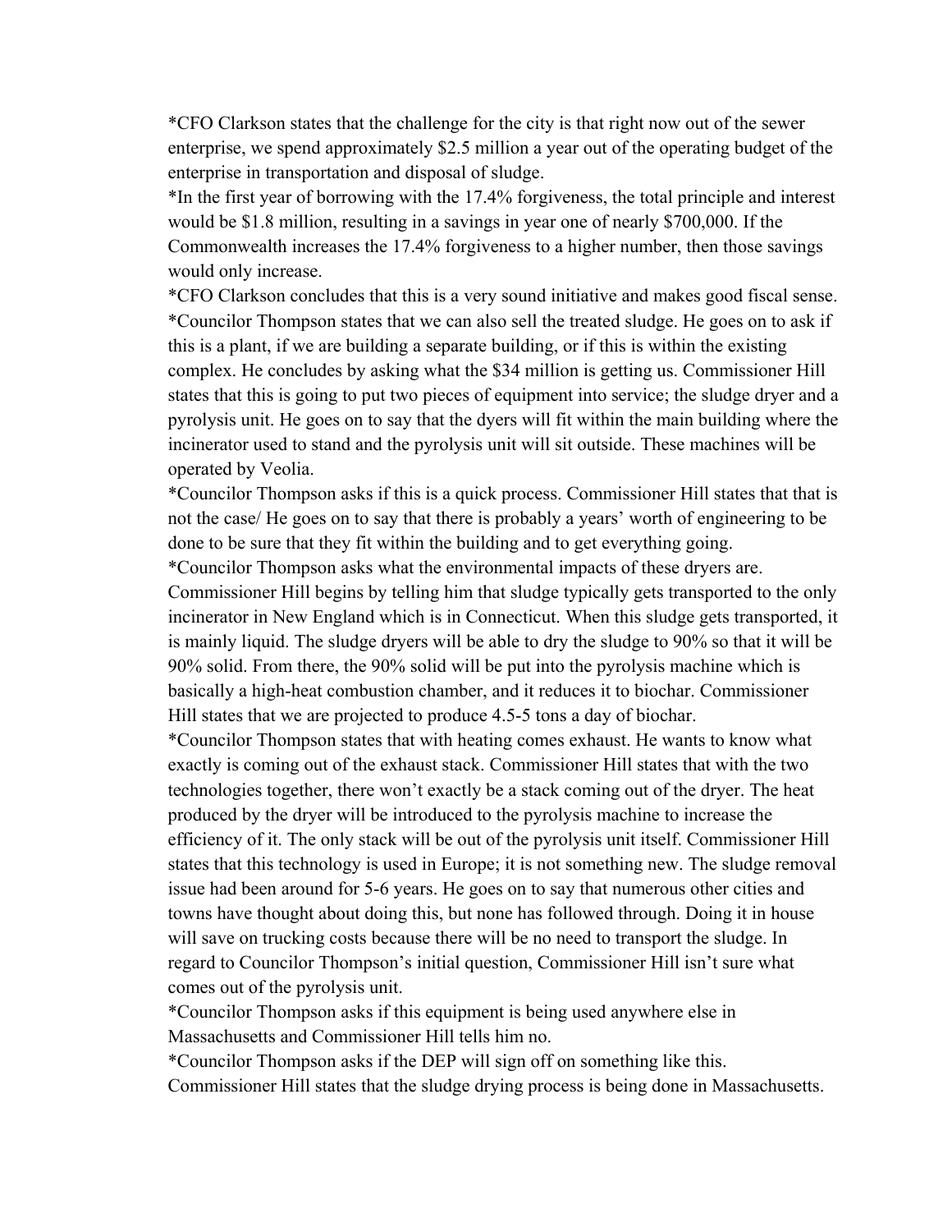*CFO Clarkson states that the challenge for the city is that right now out of the sewer enterprise, we spend approximately $2.5 million a year out of the operating budget of the enterprise in transportation and disposal of sludge.

*In the first year of borrowing with the 17.4% forgiveness, the total principle and interest would be $1.8 million, resulting in a savings in year one of nearly $700,000. If the Commonwealth increases the 17.4% forgiveness to a higher number, then those savings would only increase.

*CFO Clarkson concludes that this is a very sound initiative and makes good fiscal sense.

*Councilor Thompson states that we can also sell the treated sludge. He goes on to ask if this is a plant, if we are building a separate building, or if this is within the existing complex. He concludes by asking what the $34 million is getting us. Commissioner Hill states that this is going to put two pieces of equipment into service; the sludge dryer and a pyrolysis unit. He goes on to say that the dyers will fit within the main building where the incinerator used to stand and the pyrolysis unit will sit outside. These machines will be operated by Veolia.

*Councilor Thompson asks if this is a quick process. Commissioner Hill states that that is not the case/ He goes on to say that there is probably a years' worth of engineering to be done to be sure that they fit within the building and to get everything going.

*Councilor Thompson asks what the environmental impacts of these dryers are. Commissioner Hill begins by telling him that sludge typically gets transported to the only incinerator in New England which is in Connecticut. When this sludge gets transported, it is mainly liquid. The sludge dryers will be able to dry the sludge to 90% so that it will be 90% solid. From there, the 90% solid will be put into the pyrolysis machine which is basically a high-heat combustion chamber, and it reduces it to biochar. Commissioner Hill states that we are projected to produce 4.5-5 tons a day of biochar.

*Councilor Thompson states that with heating comes exhaust. He wants to know what exactly is coming out of the exhaust stack. Commissioner Hill states that with the two technologies together, there won't exactly be a stack coming out of the dryer. The heat produced by the dryer will be introduced to the pyrolysis machine to increase the efficiency of it. The only stack will be out of the pyrolysis unit itself. Commissioner Hill states that this technology is used in Europe; it is not something new. The sludge removal issue had been around for 5-6 years. He goes on to say that numerous other cities and towns have thought about doing this, but none has followed through. Doing it in house will save on trucking costs because there will be no need to transport the sludge. In regard to Councilor Thompson's initial question, Commissioner Hill isn't sure what comes out of the pyrolysis unit.

*Councilor Thompson asks if this equipment is being used anywhere else in Massachusetts and Commissioner Hill tells him no.

*Councilor Thompson asks if the DEP will sign off on something like this. Commissioner Hill states that the sludge drying process is being done in Massachusetts.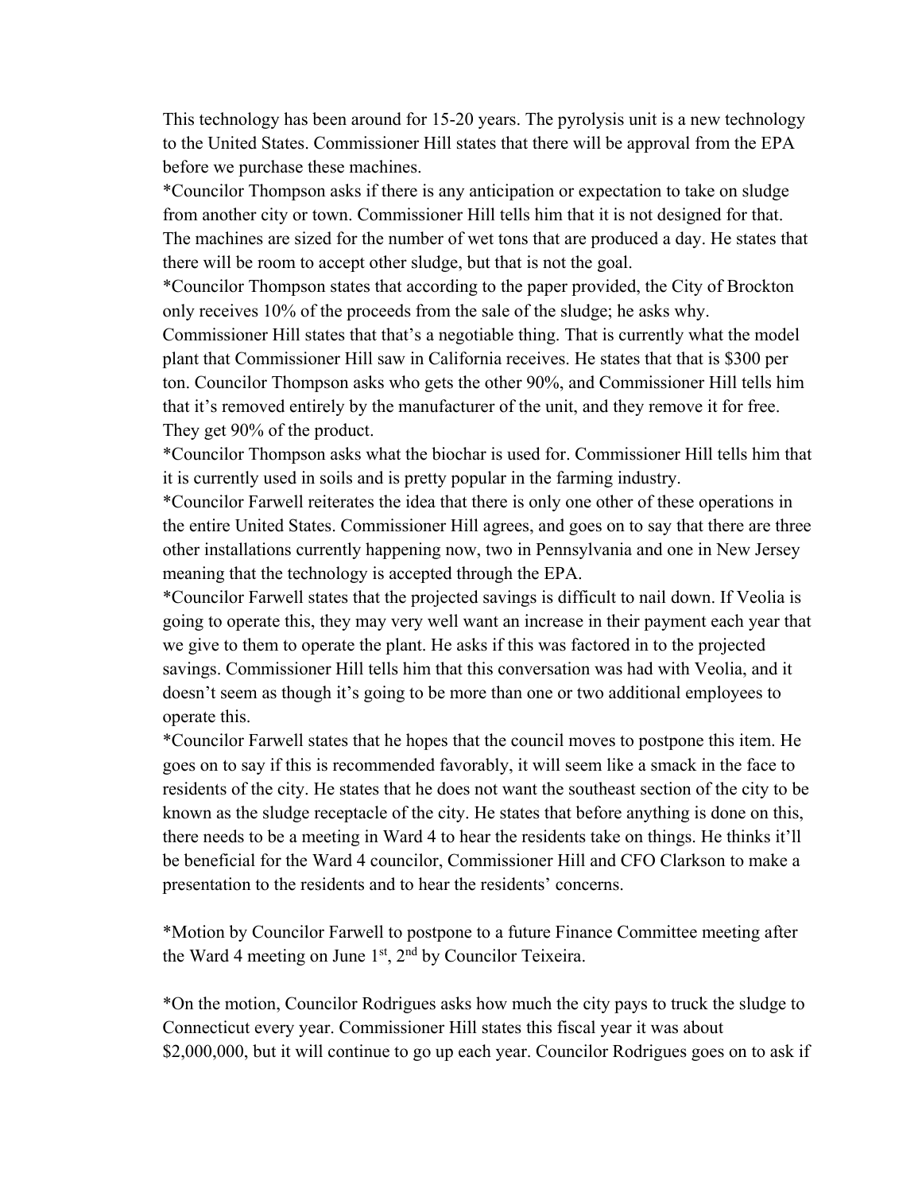This technology has been around for 15-20 years. The pyrolysis unit is a new technology to the United States. Commissioner Hill states that there will be approval from the EPA before we purchase these machines.

*Councilor Thompson asks if there is any anticipation or expectation to take on sludge from another city or town. Commissioner Hill tells him that it is not designed for that. The machines are sized for the number of wet tons that are produced a day. He states that there will be room to accept other sludge, but that is not the goal.

*Councilor Thompson states that according to the paper provided, the City of Brockton only receives 10% of the proceeds from the sale of the sludge; he asks why. Commissioner Hill states that that's a negotiable thing. That is currently what the model plant that Commissioner Hill saw in California receives. He states that that is $300 per ton. Councilor Thompson asks who gets the other 90%, and Commissioner Hill tells him that it's removed entirely by the manufacturer of the unit, and they remove it for free. They get 90% of the product.

*Councilor Thompson asks what the biochar is used for. Commissioner Hill tells him that it is currently used in soils and is pretty popular in the farming industry.

*Councilor Farwell reiterates the idea that there is only one other of these operations in the entire United States. Commissioner Hill agrees, and goes on to say that there are three other installations currently happening now, two in Pennsylvania and one in New Jersey meaning that the technology is accepted through the EPA.

*Councilor Farwell states that the projected savings is difficult to nail down. If Veolia is going to operate this, they may very well want an increase in their payment each year that we give to them to operate the plant. He asks if this was factored in to the projected savings. Commissioner Hill tells him that this conversation was had with Veolia, and it doesn't seem as though it's going to be more than one or two additional employees to operate this.

*Councilor Farwell states that he hopes that the council moves to postpone this item. He goes on to say if this is recommended favorably, it will seem like a smack in the face to residents of the city. He states that he does not want the southeast section of the city to be known as the sludge receptacle of the city. He states that before anything is done on this, there needs to be a meeting in Ward 4 to hear the residents take on things. He thinks it'll be beneficial for the Ward 4 councilor, Commissioner Hill and CFO Clarkson to make a presentation to the residents and to hear the residents' concerns.

*Motion by Councilor Farwell to postpone to a future Finance Committee meeting after the Ward 4 meeting on June 1st, 2nd by Councilor Teixeira.

*On the motion, Councilor Rodrigues asks how much the city pays to truck the sludge to Connecticut every year. Commissioner Hill states this fiscal year it was about $2,000,000, but it will continue to go up each year. Councilor Rodrigues goes on to ask if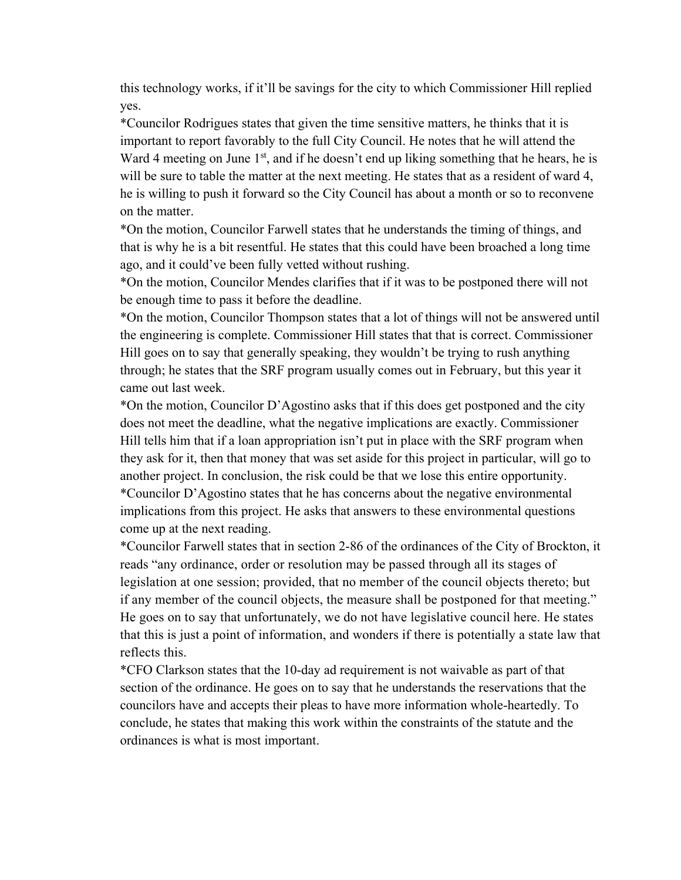this technology works, if it'll be savings for the city to which Commissioner Hill replied yes.

*Councilor Rodrigues states that given the time sensitive matters, he thinks that it is important to report favorably to the full City Council. He notes that he will attend the Ward 4 meeting on June 1st, and if he doesn't end up liking something that he hears, he is will be sure to table the matter at the next meeting. He states that as a resident of ward 4, he is willing to push it forward so the City Council has about a month or so to reconvene on the matter.

*On the motion, Councilor Farwell states that he understands the timing of things, and that is why he is a bit resentful. He states that this could have been broached a long time ago, and it could've been fully vetted without rushing.

*On the motion, Councilor Mendes clarifies that if it was to be postponed there will not be enough time to pass it before the deadline.

*On the motion, Councilor Thompson states that a lot of things will not be answered until the engineering is complete. Commissioner Hill states that that is correct. Commissioner Hill goes on to say that generally speaking, they wouldn't be trying to rush anything through; he states that the SRF program usually comes out in February, but this year it came out last week.

*On the motion, Councilor D'Agostino asks that if this does get postponed and the city does not meet the deadline, what the negative implications are exactly. Commissioner Hill tells him that if a loan appropriation isn't put in place with the SRF program when they ask for it, then that money that was set aside for this project in particular, will go to another project. In conclusion, the risk could be that we lose this entire opportunity.

*Councilor D'Agostino states that he has concerns about the negative environmental implications from this project. He asks that answers to these environmental questions come up at the next reading.

*Councilor Farwell states that in section 2-86 of the ordinances of the City of Brockton, it reads "any ordinance, order or resolution may be passed through all its stages of legislation at one session; provided, that no member of the council objects thereto; but if any member of the council objects, the measure shall be postponed for that meeting." He goes on to say that unfortunately, we do not have legislative council here. He states that this is just a point of information, and wonders if there is potentially a state law that reflects this.

*CFO Clarkson states that the 10-day ad requirement is not waivable as part of that section of the ordinance. He goes on to say that he understands the reservations that the councilors have and accepts their pleas to have more information whole-heartedly. To conclude, he states that making this work within the constraints of the statute and the ordinances is what is most important.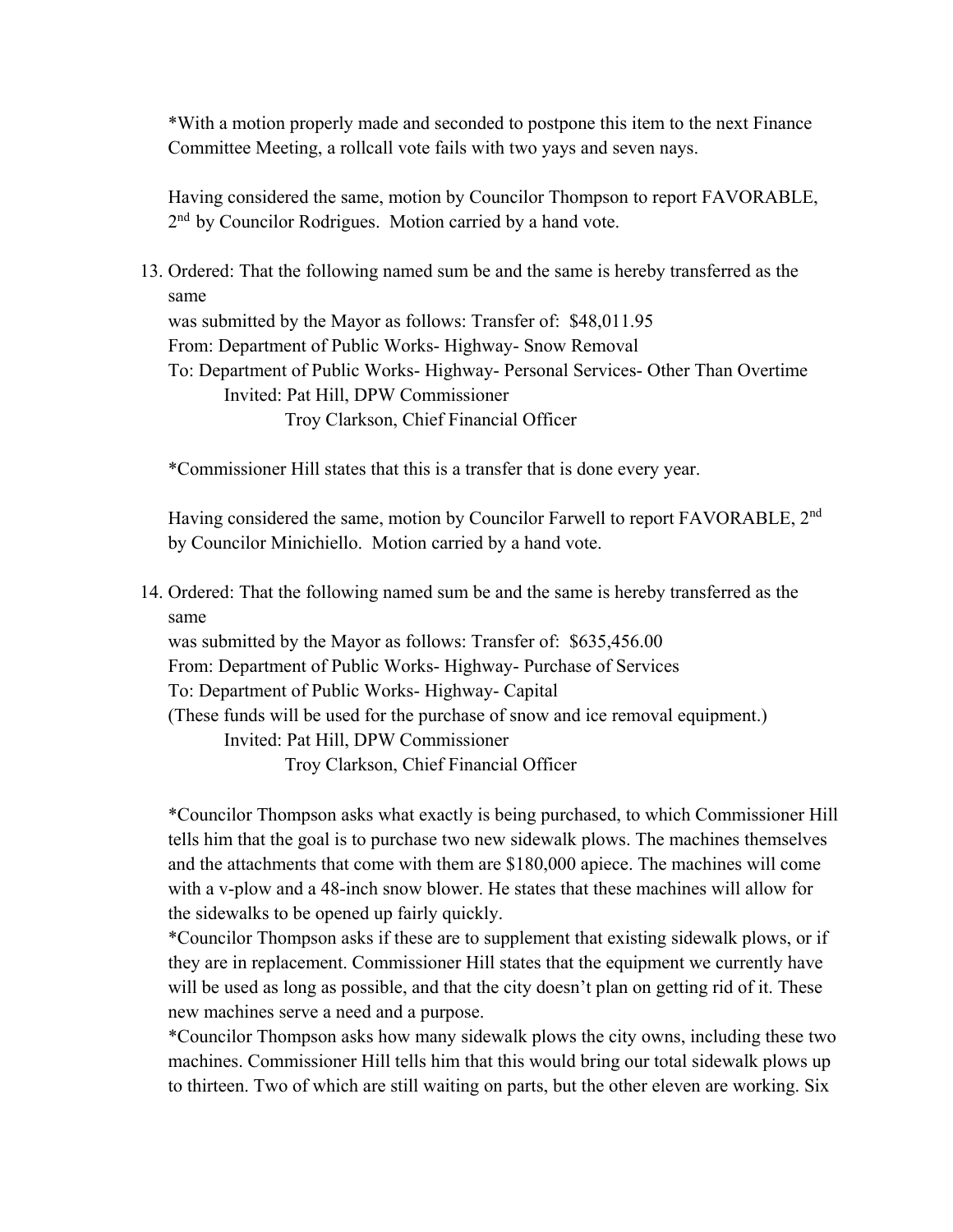*With a motion properly made and seconded to postpone this item to the next Finance Committee Meeting, a rollcall vote fails with two yays and seven nays.

Having considered the same, motion by Councilor Thompson to report FAVORABLE, 2nd by Councilor Rodrigues. Motion carried by a hand vote.

13. Ordered: That the following named sum be and the same is hereby transferred as the same
was submitted by the Mayor as follows: Transfer of: $48,011.95
From: Department of Public Works- Highway- Snow Removal
To: Department of Public Works- Highway- Personal Services- Other Than Overtime
Invited: Pat Hill, DPW Commissioner
Troy Clarkson, Chief Financial Officer

*Commissioner Hill states that this is a transfer that is done every year.

Having considered the same, motion by Councilor Farwell to report FAVORABLE, 2nd by Councilor Minichiello. Motion carried by a hand vote.

14. Ordered: That the following named sum be and the same is hereby transferred as the same
was submitted by the Mayor as follows: Transfer of: $635,456.00
From: Department of Public Works- Highway- Purchase of Services
To: Department of Public Works- Highway- Capital
(These funds will be used for the purchase of snow and ice removal equipment.)
Invited: Pat Hill, DPW Commissioner
Troy Clarkson, Chief Financial Officer

*Councilor Thompson asks what exactly is being purchased, to which Commissioner Hill tells him that the goal is to purchase two new sidewalk plows. The machines themselves and the attachments that come with them are $180,000 apiece. The machines will come with a v-plow and a 48-inch snow blower. He states that these machines will allow for the sidewalks to be opened up fairly quickly.
*Councilor Thompson asks if these are to supplement that existing sidewalk plows, or if they are in replacement. Commissioner Hill states that the equipment we currently have will be used as long as possible, and that the city doesn't plan on getting rid of it. These new machines serve a need and a purpose.
*Councilor Thompson asks how many sidewalk plows the city owns, including these two machines. Commissioner Hill tells him that this would bring our total sidewalk plows up to thirteen. Two of which are still waiting on parts, but the other eleven are working. Six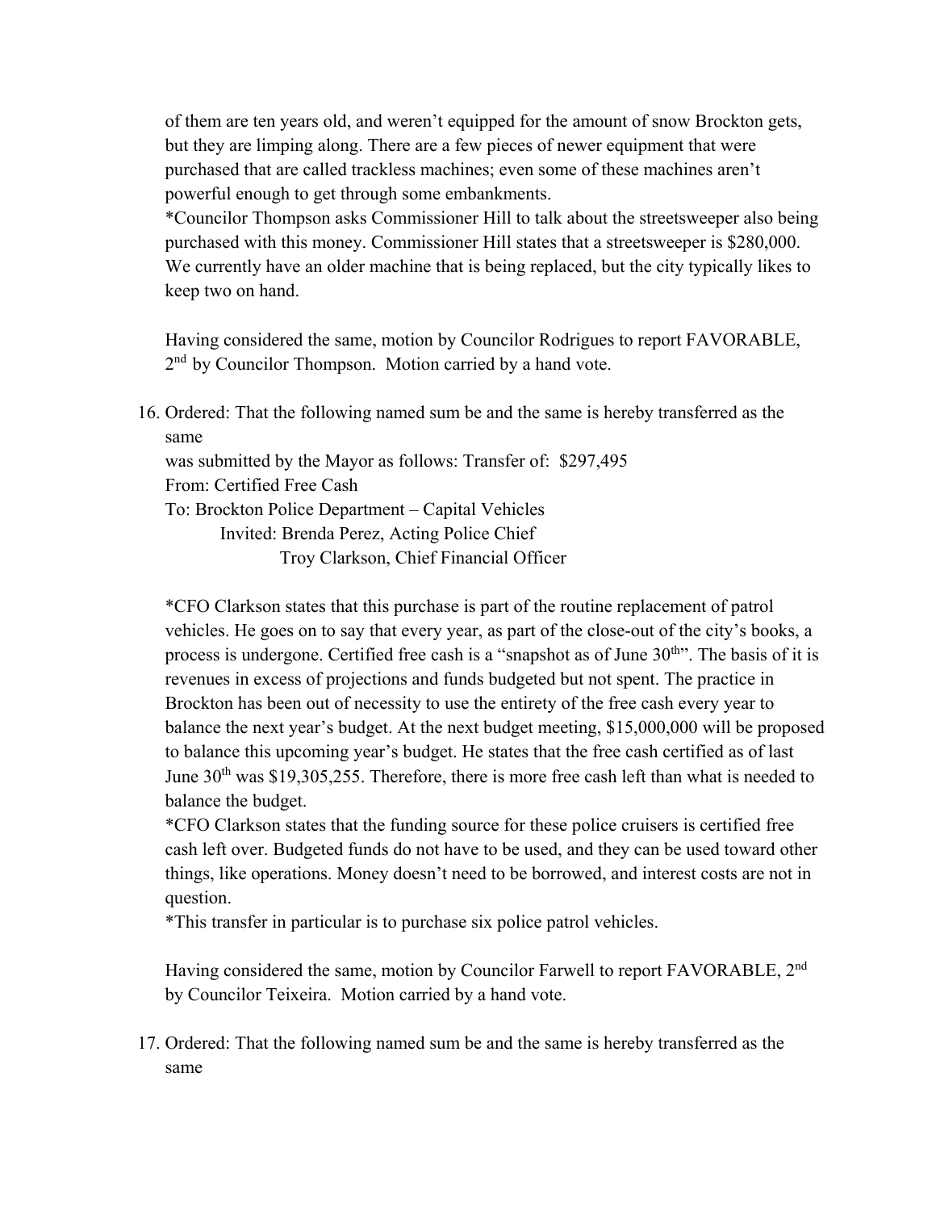of them are ten years old, and weren't equipped for the amount of snow Brockton gets, but they are limping along. There are a few pieces of newer equipment that were purchased that are called trackless machines; even some of these machines aren't powerful enough to get through some embankments.

*Councilor Thompson asks Commissioner Hill to talk about the streetsweeper also being purchased with this money. Commissioner Hill states that a streetsweeper is $280,000. We currently have an older machine that is being replaced, but the city typically likes to keep two on hand.

Having considered the same, motion by Councilor Rodrigues to report FAVORABLE, 2nd by Councilor Thompson. Motion carried by a hand vote.

16. Ordered: That the following named sum be and the same is hereby transferred as the same
    was submitted by the Mayor as follows: Transfer of: $297,495
    From: Certified Free Cash
    To: Brockton Police Department – Capital Vehicles
    Invited: Brenda Perez, Acting Police Chief
    Troy Clarkson, Chief Financial Officer

    *CFO Clarkson states that this purchase is part of the routine replacement of patrol vehicles. He goes on to say that every year, as part of the close-out of the city's books, a process is undergone. Certified free cash is a "snapshot as of June 30th". The basis of it is revenues in excess of projections and funds budgeted but not spent. The practice in Brockton has been out of necessity to use the entirety of the free cash every year to balance the next year's budget. At the next budget meeting, $15,000,000 will be proposed to balance this upcoming year's budget. He states that the free cash certified as of last June 30th was $19,305,255. Therefore, there is more free cash left than what is needed to balance the budget.

    *CFO Clarkson states that the funding source for these police cruisers is certified free cash left over. Budgeted funds do not have to be used, and they can be used toward other things, like operations. Money doesn't need to be borrowed, and interest costs are not in question.

    *This transfer in particular is to purchase six police patrol vehicles.

    Having considered the same, motion by Councilor Farwell to report FAVORABLE, 2nd by Councilor Teixeira. Motion carried by a hand vote.

17. Ordered: That the following named sum be and the same is hereby transferred as the same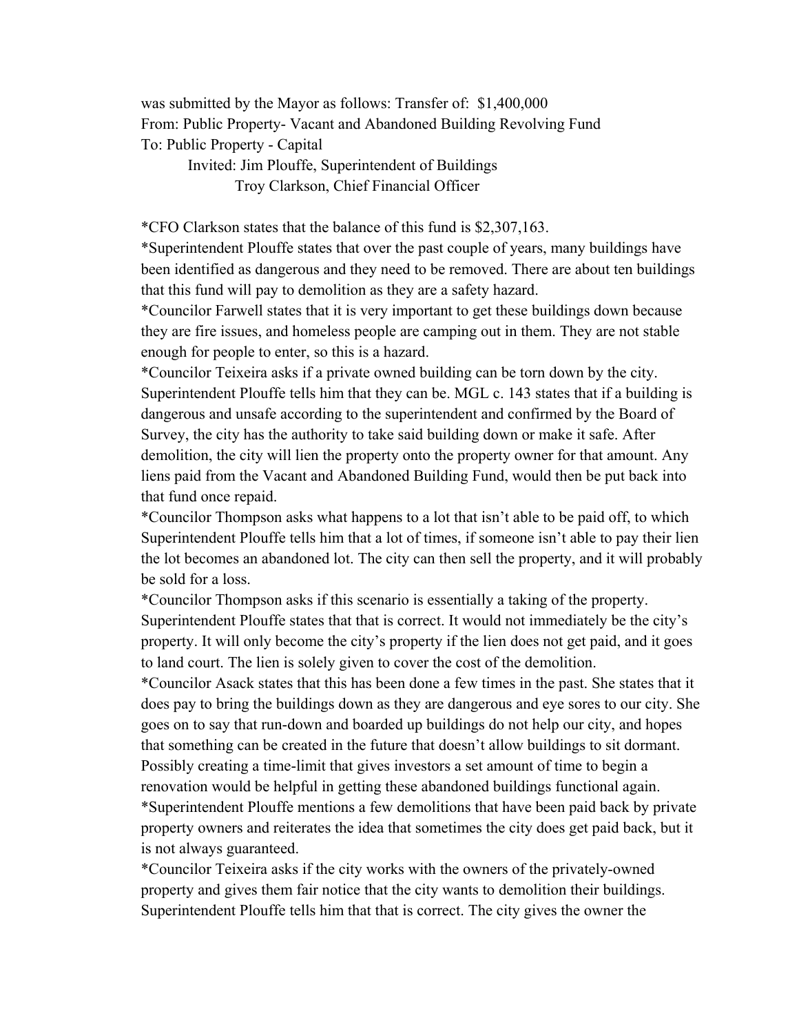was submitted by the Mayor as follows: Transfer of: $1,400,000
From: Public Property- Vacant and Abandoned Building Revolving Fund
To: Public Property - Capital

Invited: Jim Plouffe, Superintendent of Buildings
Troy Clarkson, Chief Financial Officer

*CFO Clarkson states that the balance of this fund is $2,307,163.

*Superintendent Plouffe states that over the past couple of years, many buildings have been identified as dangerous and they need to be removed. There are about ten buildings that this fund will pay to demolition as they are a safety hazard.

*Councilor Farwell states that it is very important to get these buildings down because they are fire issues, and homeless people are camping out in them. They are not stable enough for people to enter, so this is a hazard.

*Councilor Teixeira asks if a private owned building can be torn down by the city. Superintendent Plouffe tells him that they can be. MGL c. 143 states that if a building is dangerous and unsafe according to the superintendent and confirmed by the Board of Survey, the city has the authority to take said building down or make it safe. After demolition, the city will lien the property onto the property owner for that amount. Any liens paid from the Vacant and Abandoned Building Fund, would then be put back into that fund once repaid.

*Councilor Thompson asks what happens to a lot that isn't able to be paid off, to which Superintendent Plouffe tells him that a lot of times, if someone isn't able to pay their lien the lot becomes an abandoned lot. The city can then sell the property, and it will probably be sold for a loss.

*Councilor Thompson asks if this scenario is essentially a taking of the property. Superintendent Plouffe states that that is correct. It would not immediately be the city's property. It will only become the city's property if the lien does not get paid, and it goes to land court. The lien is solely given to cover the cost of the demolition.

*Councilor Asack states that this has been done a few times in the past. She states that it does pay to bring the buildings down as they are dangerous and eye sores to our city. She goes on to say that run-down and boarded up buildings do not help our city, and hopes that something can be created in the future that doesn't allow buildings to sit dormant. Possibly creating a time-limit that gives investors a set amount of time to begin a renovation would be helpful in getting these abandoned buildings functional again.

*Superintendent Plouffe mentions a few demolitions that have been paid back by private property owners and reiterates the idea that sometimes the city does get paid back, but it is not always guaranteed.

*Councilor Teixeira asks if the city works with the owners of the privately-owned property and gives them fair notice that the city wants to demolition their buildings. Superintendent Plouffe tells him that that is correct. The city gives the owner the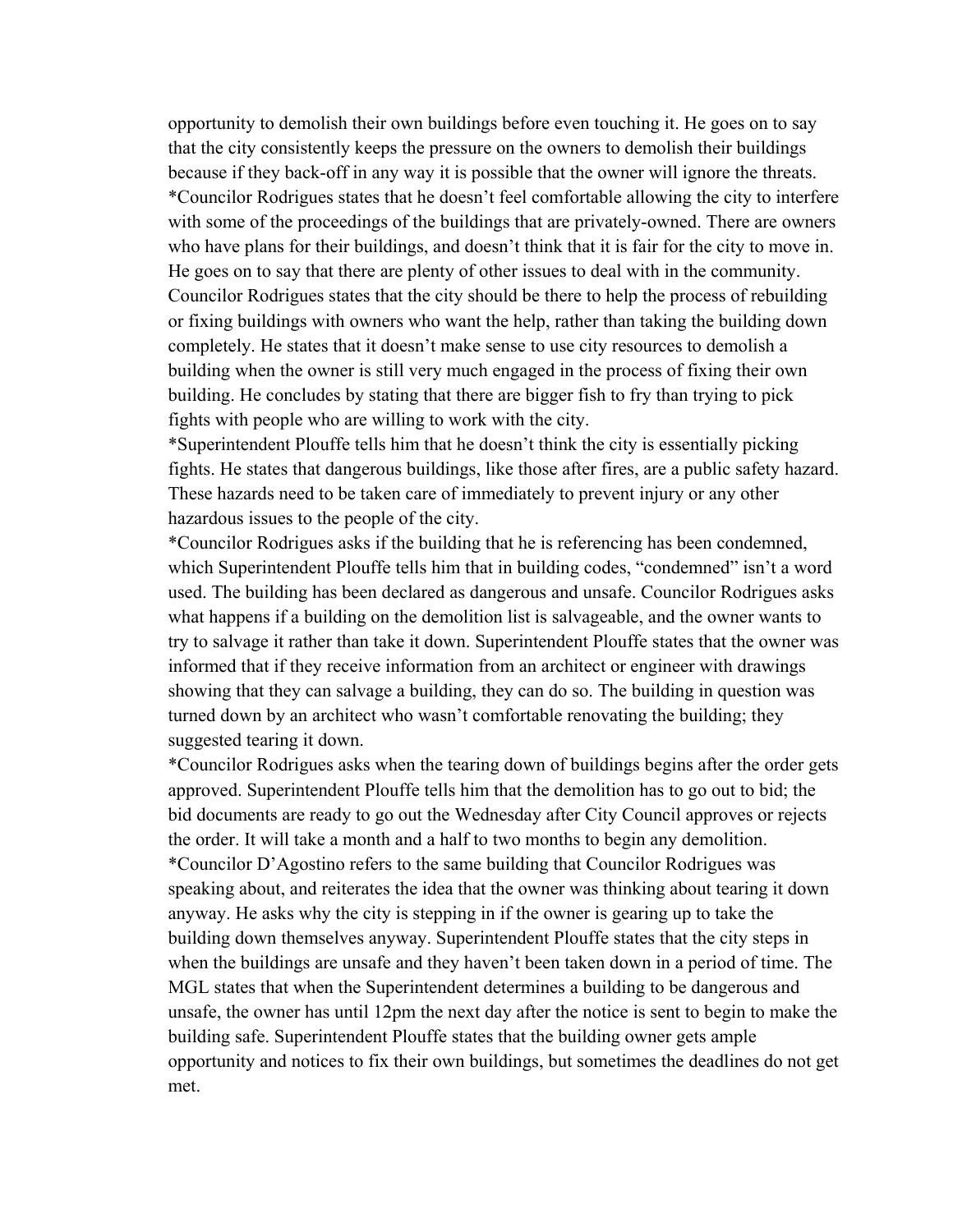opportunity to demolish their own buildings before even touching it. He goes on to say that the city consistently keeps the pressure on the owners to demolish their buildings because if they back-off in any way it is possible that the owner will ignore the threats.

*Councilor Rodrigues states that he doesn't feel comfortable allowing the city to interfere with some of the proceedings of the buildings that are privately-owned. There are owners who have plans for their buildings, and doesn't think that it is fair for the city to move in. He goes on to say that there are plenty of other issues to deal with in the community. Councilor Rodrigues states that the city should be there to help the process of rebuilding or fixing buildings with owners who want the help, rather than taking the building down completely. He states that it doesn't make sense to use city resources to demolish a building when the owner is still very much engaged in the process of fixing their own building. He concludes by stating that there are bigger fish to fry than trying to pick fights with people who are willing to work with the city.

*Superintendent Plouffe tells him that he doesn't think the city is essentially picking fights. He states that dangerous buildings, like those after fires, are a public safety hazard. These hazards need to be taken care of immediately to prevent injury or any other hazardous issues to the people of the city.

*Councilor Rodrigues asks if the building that he is referencing has been condemned, which Superintendent Plouffe tells him that in building codes, "condemned" isn't a word used. The building has been declared as dangerous and unsafe. Councilor Rodrigues asks what happens if a building on the demolition list is salvageable, and the owner wants to try to salvage it rather than take it down. Superintendent Plouffe states that the owner was informed that if they receive information from an architect or engineer with drawings showing that they can salvage a building, they can do so. The building in question was turned down by an architect who wasn't comfortable renovating the building; they suggested tearing it down.

*Councilor Rodrigues asks when the tearing down of buildings begins after the order gets approved. Superintendent Plouffe tells him that the demolition has to go out to bid; the bid documents are ready to go out the Wednesday after City Council approves or rejects the order. It will take a month and a half to two months to begin any demolition.

*Councilor D'Agostino refers to the same building that Councilor Rodrigues was speaking about, and reiterates the idea that the owner was thinking about tearing it down anyway. He asks why the city is stepping in if the owner is gearing up to take the building down themselves anyway. Superintendent Plouffe states that the city steps in when the buildings are unsafe and they haven't been taken down in a period of time. The MGL states that when the Superintendent determines a building to be dangerous and unsafe, the owner has until 12pm the next day after the notice is sent to begin to make the building safe. Superintendent Plouffe states that the building owner gets ample opportunity and notices to fix their own buildings, but sometimes the deadlines do not get met.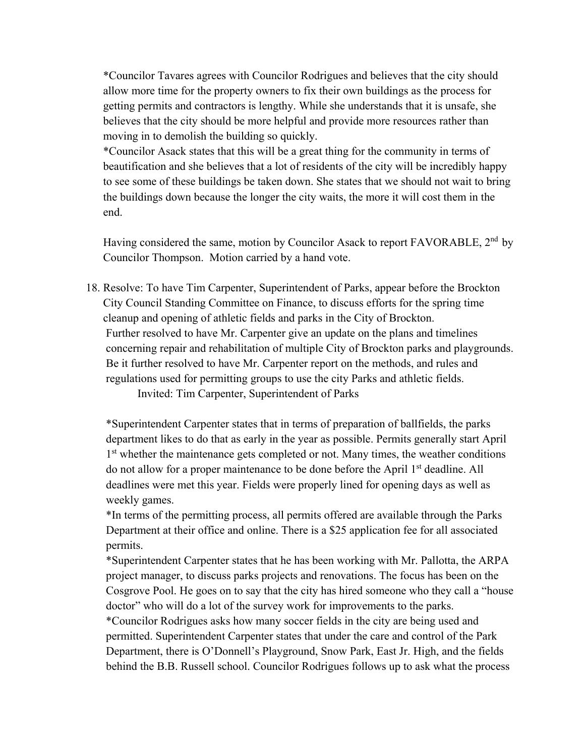*Councilor Tavares agrees with Councilor Rodrigues and believes that the city should allow more time for the property owners to fix their own buildings as the process for getting permits and contractors is lengthy. While she understands that it is unsafe, she believes that the city should be more helpful and provide more resources rather than moving in to demolish the building so quickly.

*Councilor Asack states that this will be a great thing for the community in terms of beautification and she believes that a lot of residents of the city will be incredibly happy to see some of these buildings be taken down. She states that we should not wait to bring the buildings down because the longer the city waits, the more it will cost them in the end.

Having considered the same, motion by Councilor Asack to report FAVORABLE, 2nd by Councilor Thompson. Motion carried by a hand vote.

18. Resolve: To have Tim Carpenter, Superintendent of Parks, appear before the Brockton City Council Standing Committee on Finance, to discuss efforts for the spring time cleanup and opening of athletic fields and parks in the City of Brockton.
    Further resolved to have Mr. Carpenter give an update on the plans and timelines concerning repair and rehabilitation of multiple City of Brockton parks and playgrounds.
    Be it further resolved to have Mr. Carpenter report on the methods, and rules and regulations used for permitting groups to use the city Parks and athletic fields.
    Invited: Tim Carpenter, Superintendent of Parks

    *Superintendent Carpenter states that in terms of preparation of ballfields, the parks department likes to do that as early in the year as possible. Permits generally start April 1st whether the maintenance gets completed or not. Many times, the weather conditions do not allow for a proper maintenance to be done before the April 1st deadline. All deadlines were met this year. Fields were properly lined for opening days as well as weekly games.

    *In terms of the permitting process, all permits offered are available through the Parks Department at their office and online. There is a $25 application fee for all associated permits.

    *Superintendent Carpenter states that he has been working with Mr. Pallotta, the ARPA project manager, to discuss parks projects and renovations. The focus has been on the Cosgrove Pool. He goes on to say that the city has hired someone who they call a "house doctor" who will do a lot of the survey work for improvements to the parks.

    *Councilor Rodrigues asks how many soccer fields in the city are being used and permitted. Superintendent Carpenter states that under the care and control of the Park Department, there is O'Donnell's Playground, Snow Park, East Jr. High, and the fields behind the B.B. Russell school. Councilor Rodrigues follows up to ask what the process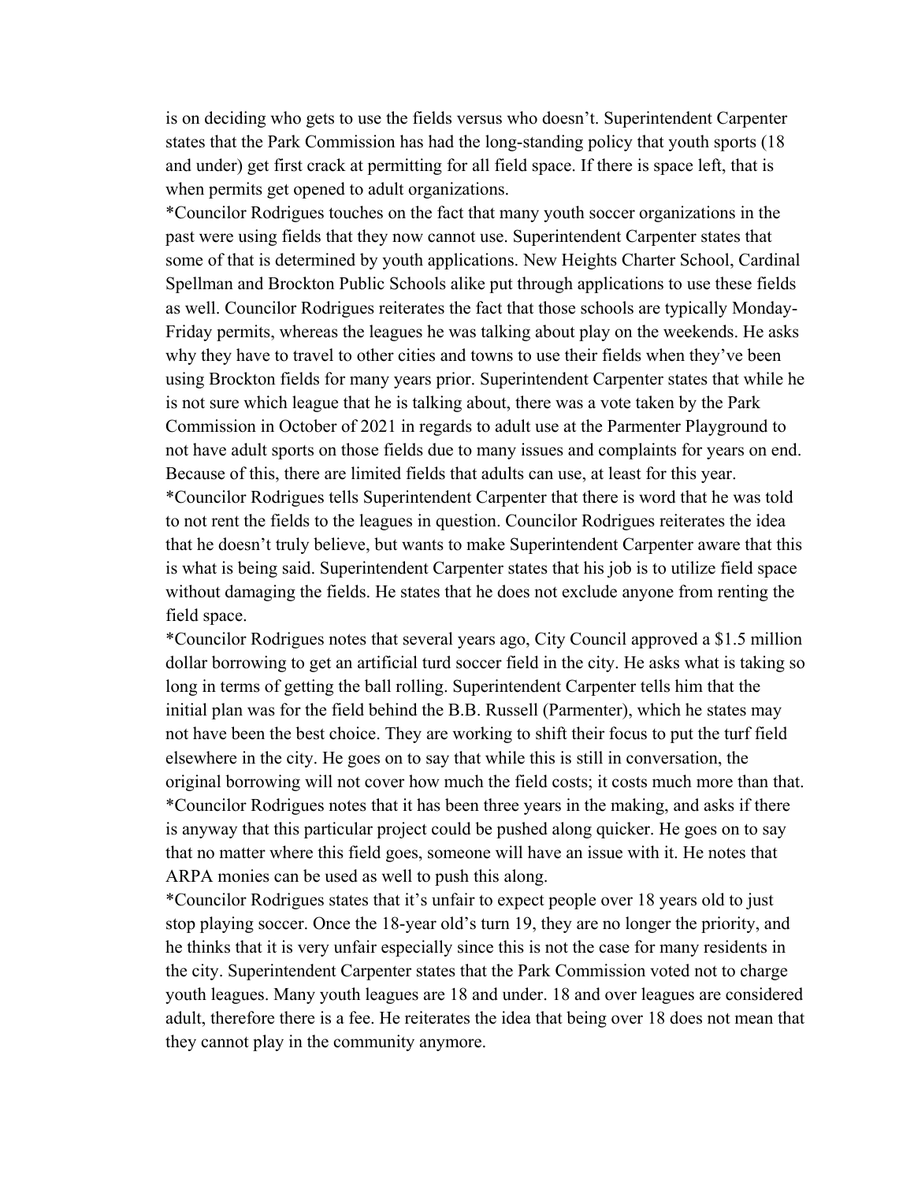is on deciding who gets to use the fields versus who doesn't. Superintendent Carpenter states that the Park Commission has had the long-standing policy that youth sports (18 and under) get first crack at permitting for all field space. If there is space left, that is when permits get opened to adult organizations.

*Councilor Rodrigues touches on the fact that many youth soccer organizations in the past were using fields that they now cannot use. Superintendent Carpenter states that some of that is determined by youth applications. New Heights Charter School, Cardinal Spellman and Brockton Public Schools alike put through applications to use these fields as well. Councilor Rodrigues reiterates the fact that those schools are typically Monday-Friday permits, whereas the leagues he was talking about play on the weekends. He asks why they have to travel to other cities and towns to use their fields when they've been using Brockton fields for many years prior. Superintendent Carpenter states that while he is not sure which league that he is talking about, there was a vote taken by the Park Commission in October of 2021 in regards to adult use at the Parmenter Playground to not have adult sports on those fields due to many issues and complaints for years on end. Because of this, there are limited fields that adults can use, at least for this year.

*Councilor Rodrigues tells Superintendent Carpenter that there is word that he was told to not rent the fields to the leagues in question. Councilor Rodrigues reiterates the idea that he doesn't truly believe, but wants to make Superintendent Carpenter aware that this is what is being said. Superintendent Carpenter states that his job is to utilize field space without damaging the fields. He states that he does not exclude anyone from renting the field space.

*Councilor Rodrigues notes that several years ago, City Council approved a $1.5 million dollar borrowing to get an artificial turd soccer field in the city. He asks what is taking so long in terms of getting the ball rolling. Superintendent Carpenter tells him that the initial plan was for the field behind the B.B. Russell (Parmenter), which he states may not have been the best choice. They are working to shift their focus to put the turf field elsewhere in the city. He goes on to say that while this is still in conversation, the original borrowing will not cover how much the field costs; it costs much more than that.

*Councilor Rodrigues notes that it has been three years in the making, and asks if there is anyway that this particular project could be pushed along quicker. He goes on to say that no matter where this field goes, someone will have an issue with it. He notes that ARPA monies can be used as well to push this along.

*Councilor Rodrigues states that it's unfair to expect people over 18 years old to just stop playing soccer. Once the 18-year old's turn 19, they are no longer the priority, and he thinks that it is very unfair especially since this is not the case for many residents in the city. Superintendent Carpenter states that the Park Commission voted not to charge youth leagues. Many youth leagues are 18 and under. 18 and over leagues are considered adult, therefore there is a fee. He reiterates the idea that being over 18 does not mean that they cannot play in the community anymore.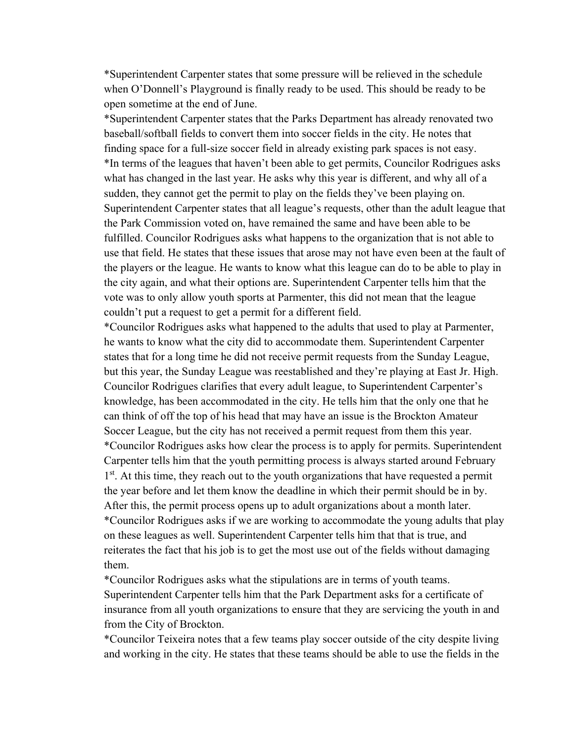*Superintendent Carpenter states that some pressure will be relieved in the schedule when O'Donnell's Playground is finally ready to be used. This should be ready to be open sometime at the end of June.
*Superintendent Carpenter states that the Parks Department has already renovated two baseball/softball fields to convert them into soccer fields in the city. He notes that finding space for a full-size soccer field in already existing park spaces is not easy.
*In terms of the leagues that haven't been able to get permits, Councilor Rodrigues asks what has changed in the last year. He asks why this year is different, and why all of a sudden, they cannot get the permit to play on the fields they've been playing on. Superintendent Carpenter states that all league's requests, other than the adult league that the Park Commission voted on, have remained the same and have been able to be fulfilled. Councilor Rodrigues asks what happens to the organization that is not able to use that field. He states that these issues that arose may not have even been at the fault of the players or the league. He wants to know what this league can do to be able to play in the city again, and what their options are. Superintendent Carpenter tells him that the vote was to only allow youth sports at Parmenter, this did not mean that the league couldn't put a request to get a permit for a different field.
*Councilor Rodrigues asks what happened to the adults that used to play at Parmenter, he wants to know what the city did to accommodate them. Superintendent Carpenter states that for a long time he did not receive permit requests from the Sunday League, but this year, the Sunday League was reestablished and they're playing at East Jr. High. Councilor Rodrigues clarifies that every adult league, to Superintendent Carpenter's knowledge, has been accommodated in the city. He tells him that the only one that he can think of off the top of his head that may have an issue is the Brockton Amateur Soccer League, but the city has not received a permit request from them this year.
*Councilor Rodrigues asks how clear the process is to apply for permits. Superintendent Carpenter tells him that the youth permitting process is always started around February 1st. At this time, they reach out to the youth organizations that have requested a permit the year before and let them know the deadline in which their permit should be in by. After this, the permit process opens up to adult organizations about a month later.
*Councilor Rodrigues asks if we are working to accommodate the young adults that play on these leagues as well. Superintendent Carpenter tells him that that is true, and reiterates the fact that his job is to get the most use out of the fields without damaging them.
*Councilor Rodrigues asks what the stipulations are in terms of youth teams. Superintendent Carpenter tells him that the Park Department asks for a certificate of insurance from all youth organizations to ensure that they are servicing the youth in and from the City of Brockton.
*Councilor Teixeira notes that a few teams play soccer outside of the city despite living and working in the city. He states that these teams should be able to use the fields in the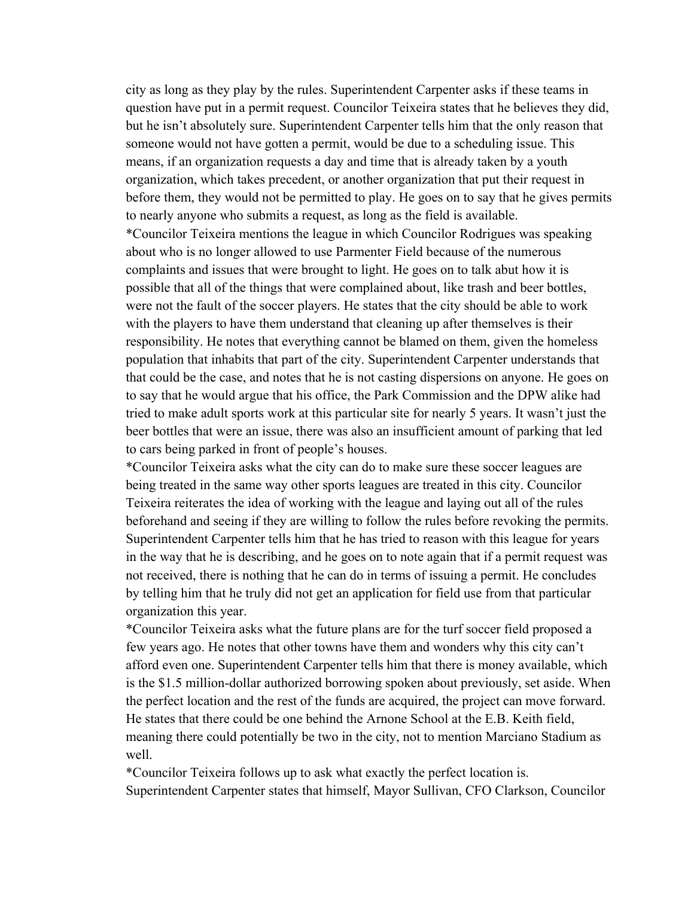city as long as they play by the rules. Superintendent Carpenter asks if these teams in question have put in a permit request. Councilor Teixeira states that he believes they did, but he isn't absolutely sure. Superintendent Carpenter tells him that the only reason that someone would not have gotten a permit, would be due to a scheduling issue. This means, if an organization requests a day and time that is already taken by a youth organization, which takes precedent, or another organization that put their request in before them, they would not be permitted to play. He goes on to say that he gives permits to nearly anyone who submits a request, as long as the field is available.

*Councilor Teixeira mentions the league in which Councilor Rodrigues was speaking about who is no longer allowed to use Parmenter Field because of the numerous complaints and issues that were brought to light. He goes on to talk abut how it is possible that all of the things that were complained about, like trash and beer bottles, were not the fault of the soccer players. He states that the city should be able to work with the players to have them understand that cleaning up after themselves is their responsibility. He notes that everything cannot be blamed on them, given the homeless population that inhabits that part of the city. Superintendent Carpenter understands that that could be the case, and notes that he is not casting dispersions on anyone. He goes on to say that he would argue that his office, the Park Commission and the DPW alike had tried to make adult sports work at this particular site for nearly 5 years. It wasn't just the beer bottles that were an issue, there was also an insufficient amount of parking that led to cars being parked in front of people's houses.

*Councilor Teixeira asks what the city can do to make sure these soccer leagues are being treated in the same way other sports leagues are treated in this city. Councilor Teixeira reiterates the idea of working with the league and laying out all of the rules beforehand and seeing if they are willing to follow the rules before revoking the permits. Superintendent Carpenter tells him that he has tried to reason with this league for years in the way that he is describing, and he goes on to note again that if a permit request was not received, there is nothing that he can do in terms of issuing a permit. He concludes by telling him that he truly did not get an application for field use from that particular organization this year.

*Councilor Teixeira asks what the future plans are for the turf soccer field proposed a few years ago. He notes that other towns have them and wonders why this city can't afford even one. Superintendent Carpenter tells him that there is money available, which is the $1.5 million-dollar authorized borrowing spoken about previously, set aside. When the perfect location and the rest of the funds are acquired, the project can move forward. He states that there could be one behind the Arnone School at the E.B. Keith field, meaning there could potentially be two in the city, not to mention Marciano Stadium as well.

*Councilor Teixeira follows up to ask what exactly the perfect location is. Superintendent Carpenter states that himself, Mayor Sullivan, CFO Clarkson, Councilor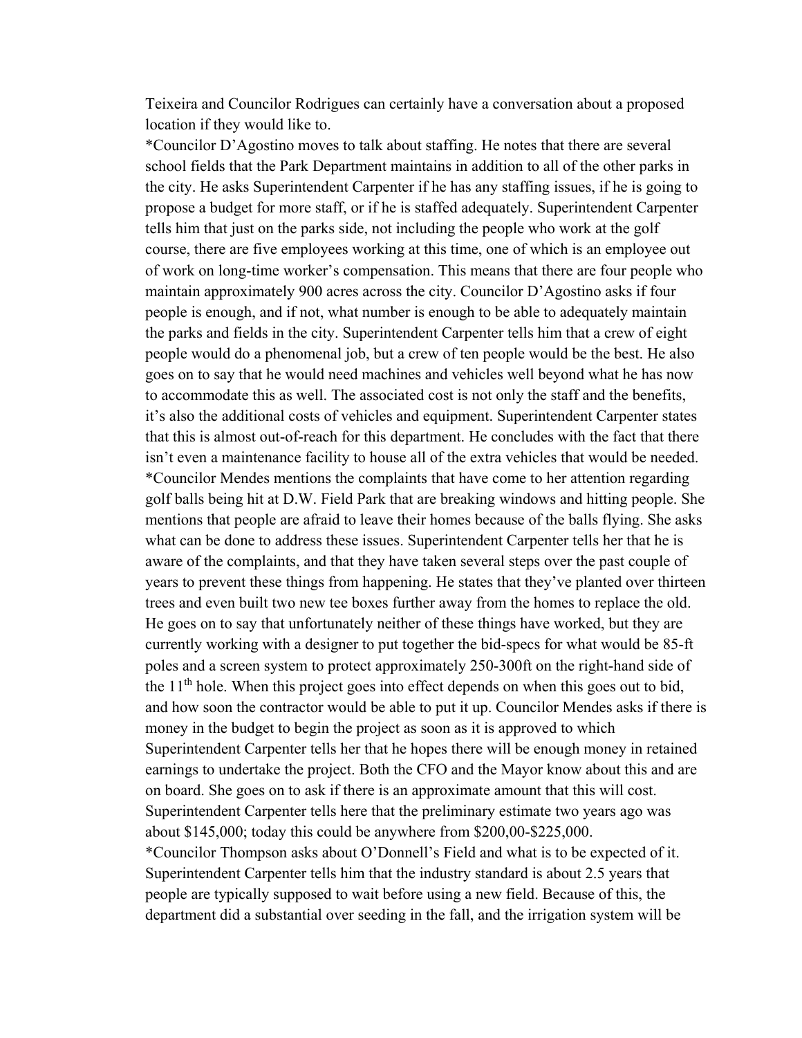Teixeira and Councilor Rodrigues can certainly have a conversation about a proposed location if they would like to.

*Councilor D'Agostino moves to talk about staffing. He notes that there are several school fields that the Park Department maintains in addition to all of the other parks in the city. He asks Superintendent Carpenter if he has any staffing issues, if he is going to propose a budget for more staff, or if he is staffed adequately. Superintendent Carpenter tells him that just on the parks side, not including the people who work at the golf course, there are five employees working at this time, one of which is an employee out of work on long-time worker's compensation. This means that there are four people who maintain approximately 900 acres across the city. Councilor D'Agostino asks if four people is enough, and if not, what number is enough to be able to adequately maintain the parks and fields in the city. Superintendent Carpenter tells him that a crew of eight people would do a phenomenal job, but a crew of ten people would be the best. He also goes on to say that he would need machines and vehicles well beyond what he has now to accommodate this as well. The associated cost is not only the staff and the benefits, it's also the additional costs of vehicles and equipment. Superintendent Carpenter states that this is almost out-of-reach for this department. He concludes with the fact that there isn't even a maintenance facility to house all of the extra vehicles that would be needed.

*Councilor Mendes mentions the complaints that have come to her attention regarding golf balls being hit at D.W. Field Park that are breaking windows and hitting people. She mentions that people are afraid to leave their homes because of the balls flying. She asks what can be done to address these issues. Superintendent Carpenter tells her that he is aware of the complaints, and that they have taken several steps over the past couple of years to prevent these things from happening. He states that they've planted over thirteen trees and even built two new tee boxes further away from the homes to replace the old. He goes on to say that unfortunately neither of these things have worked, but they are currently working with a designer to put together the bid-specs for what would be 85-ft poles and a screen system to protect approximately 250-300ft on the right-hand side of the 11th hole. When this project goes into effect depends on when this goes out to bid, and how soon the contractor would be able to put it up. Councilor Mendes asks if there is money in the budget to begin the project as soon as it is approved to which Superintendent Carpenter tells her that he hopes there will be enough money in retained earnings to undertake the project. Both the CFO and the Mayor know about this and are on board. She goes on to ask if there is an approximate amount that this will cost. Superintendent Carpenter tells here that the preliminary estimate two years ago was about $145,000; today this could be anywhere from $200,00-$225,000.

*Councilor Thompson asks about O'Donnell's Field and what is to be expected of it. Superintendent Carpenter tells him that the industry standard is about 2.5 years that people are typically supposed to wait before using a new field. Because of this, the department did a substantial over seeding in the fall, and the irrigation system will be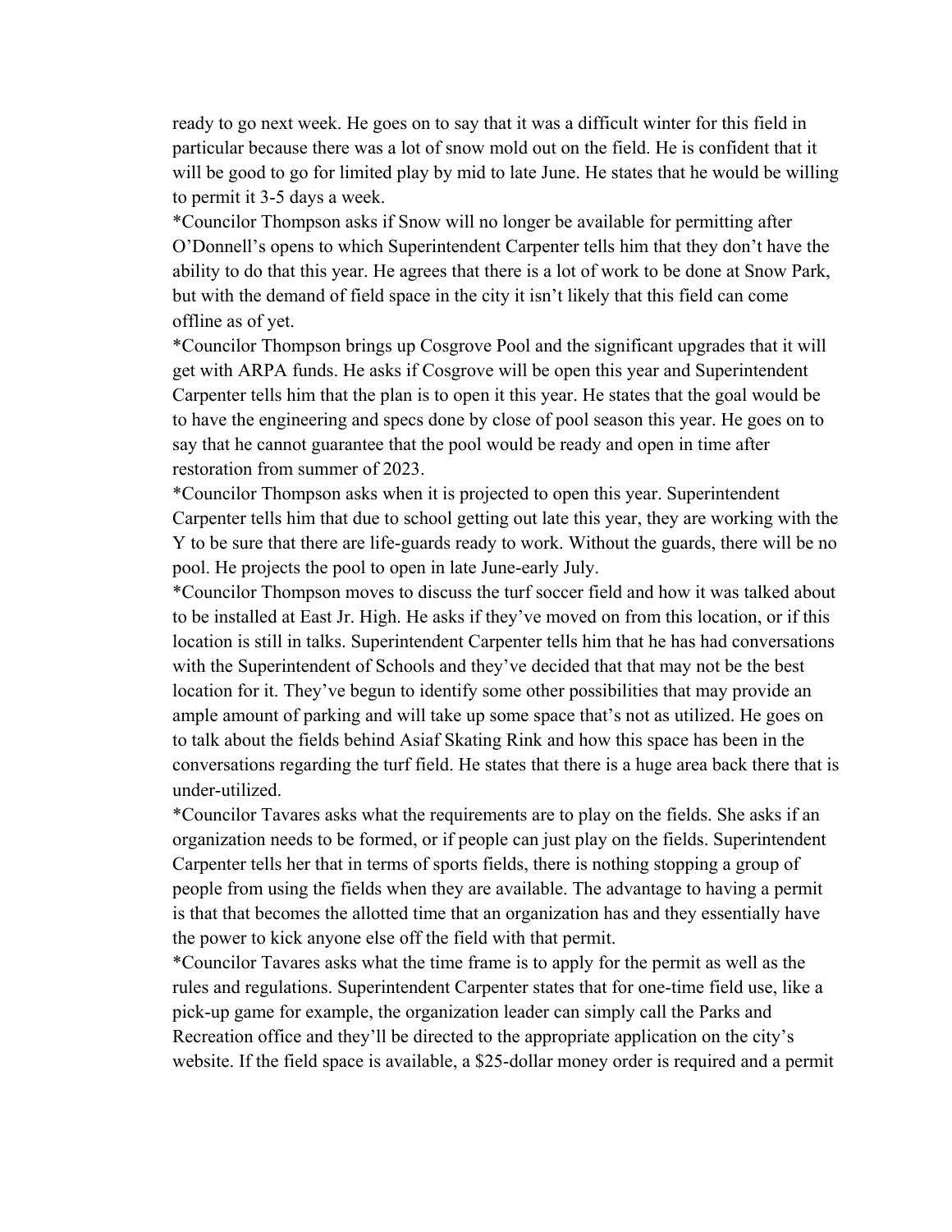ready to go next week. He goes on to say that it was a difficult winter for this field in particular because there was a lot of snow mold out on the field. He is confident that it will be good to go for limited play by mid to late June. He states that he would be willing to permit it 3-5 days a week.

*Councilor Thompson asks if Snow will no longer be available for permitting after O'Donnell's opens to which Superintendent Carpenter tells him that they don't have the ability to do that this year. He agrees that there is a lot of work to be done at Snow Park, but with the demand of field space in the city it isn't likely that this field can come offline as of yet.

*Councilor Thompson brings up Cosgrove Pool and the significant upgrades that it will get with ARPA funds. He asks if Cosgrove will be open this year and Superintendent Carpenter tells him that the plan is to open it this year. He states that the goal would be to have the engineering and specs done by close of pool season this year. He goes on to say that he cannot guarantee that the pool would be ready and open in time after restoration from summer of 2023.

*Councilor Thompson asks when it is projected to open this year. Superintendent Carpenter tells him that due to school getting out late this year, they are working with the Y to be sure that there are life-guards ready to work. Without the guards, there will be no pool. He projects the pool to open in late June-early July.

*Councilor Thompson moves to discuss the turf soccer field and how it was talked about to be installed at East Jr. High. He asks if they've moved on from this location, or if this location is still in talks. Superintendent Carpenter tells him that he has had conversations with the Superintendent of Schools and they've decided that that may not be the best location for it. They've begun to identify some other possibilities that may provide an ample amount of parking and will take up some space that's not as utilized. He goes on to talk about the fields behind Asiaf Skating Rink and how this space has been in the conversations regarding the turf field. He states that there is a huge area back there that is under-utilized.

*Councilor Tavares asks what the requirements are to play on the fields. She asks if an organization needs to be formed, or if people can just play on the fields. Superintendent Carpenter tells her that in terms of sports fields, there is nothing stopping a group of people from using the fields when they are available. The advantage to having a permit is that that becomes the allotted time that an organization has and they essentially have the power to kick anyone else off the field with that permit.

*Councilor Tavares asks what the time frame is to apply for the permit as well as the rules and regulations. Superintendent Carpenter states that for one-time field use, like a pick-up game for example, the organization leader can simply call the Parks and Recreation office and they'll be directed to the appropriate application on the city's website. If the field space is available, a $25-dollar money order is required and a permit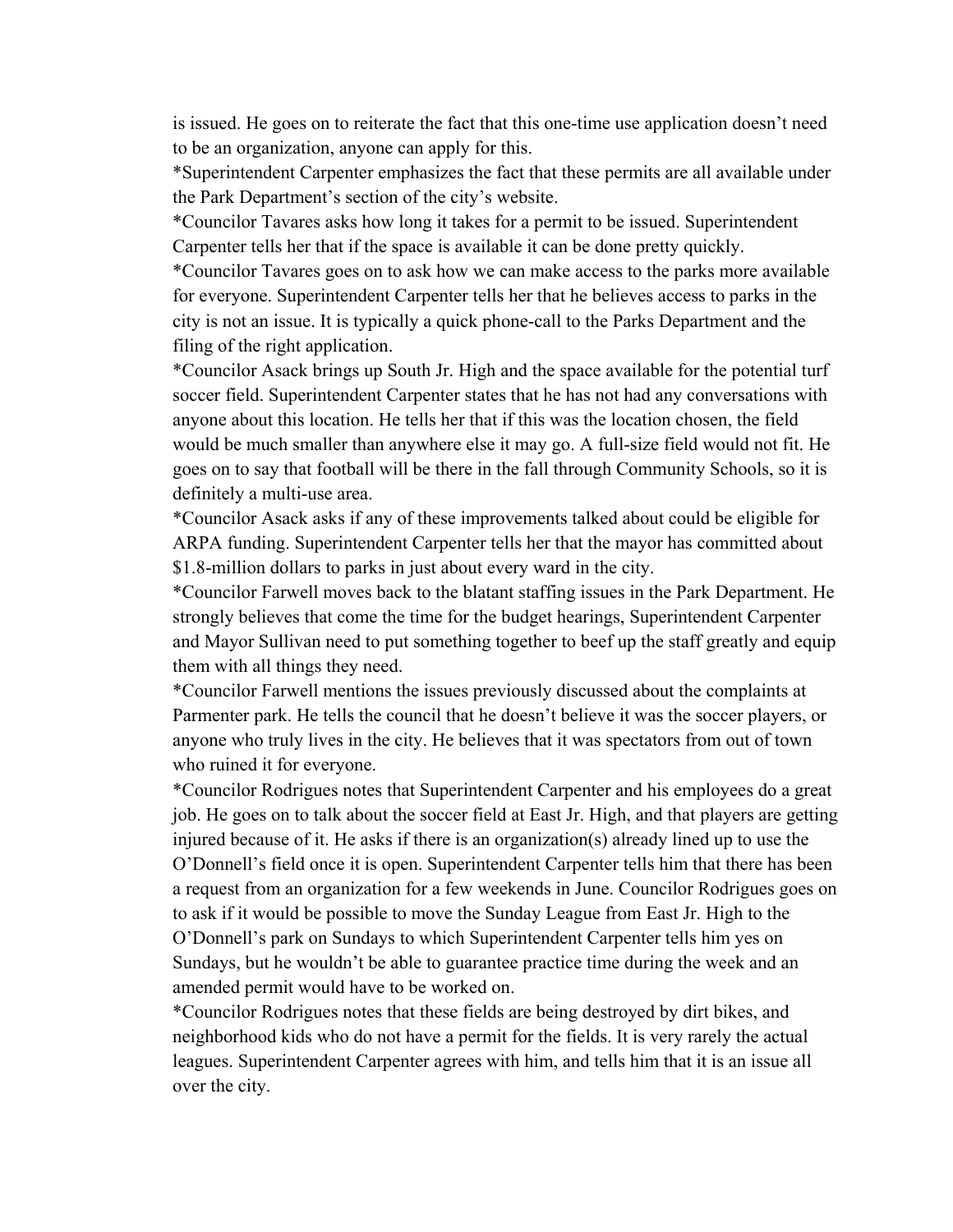is issued. He goes on to reiterate the fact that this one-time use application doesn't need to be an organization, anyone can apply for this.

*Superintendent Carpenter emphasizes the fact that these permits are all available under the Park Department's section of the city's website.

*Councilor Tavares asks how long it takes for a permit to be issued. Superintendent Carpenter tells her that if the space is available it can be done pretty quickly.

*Councilor Tavares goes on to ask how we can make access to the parks more available for everyone. Superintendent Carpenter tells her that he believes access to parks in the city is not an issue. It is typically a quick phone-call to the Parks Department and the filing of the right application.

*Councilor Asack brings up South Jr. High and the space available for the potential turf soccer field. Superintendent Carpenter states that he has not had any conversations with anyone about this location. He tells her that if this was the location chosen, the field would be much smaller than anywhere else it may go. A full-size field would not fit. He goes on to say that football will be there in the fall through Community Schools, so it is definitely a multi-use area.

*Councilor Asack asks if any of these improvements talked about could be eligible for ARPA funding. Superintendent Carpenter tells her that the mayor has committed about $1.8-million dollars to parks in just about every ward in the city.

*Councilor Farwell moves back to the blatant staffing issues in the Park Department. He strongly believes that come the time for the budget hearings, Superintendent Carpenter and Mayor Sullivan need to put something together to beef up the staff greatly and equip them with all things they need.

*Councilor Farwell mentions the issues previously discussed about the complaints at Parmenter park. He tells the council that he doesn't believe it was the soccer players, or anyone who truly lives in the city. He believes that it was spectators from out of town who ruined it for everyone.

*Councilor Rodrigues notes that Superintendent Carpenter and his employees do a great job. He goes on to talk about the soccer field at East Jr. High, and that players are getting injured because of it. He asks if there is an organization(s) already lined up to use the O'Donnell's field once it is open. Superintendent Carpenter tells him that there has been a request from an organization for a few weekends in June. Councilor Rodrigues goes on to ask if it would be possible to move the Sunday League from East Jr. High to the O'Donnell's park on Sundays to which Superintendent Carpenter tells him yes on Sundays, but he wouldn't be able to guarantee practice time during the week and an amended permit would have to be worked on.

*Councilor Rodrigues notes that these fields are being destroyed by dirt bikes, and neighborhood kids who do not have a permit for the fields. It is very rarely the actual leagues. Superintendent Carpenter agrees with him, and tells him that it is an issue all over the city.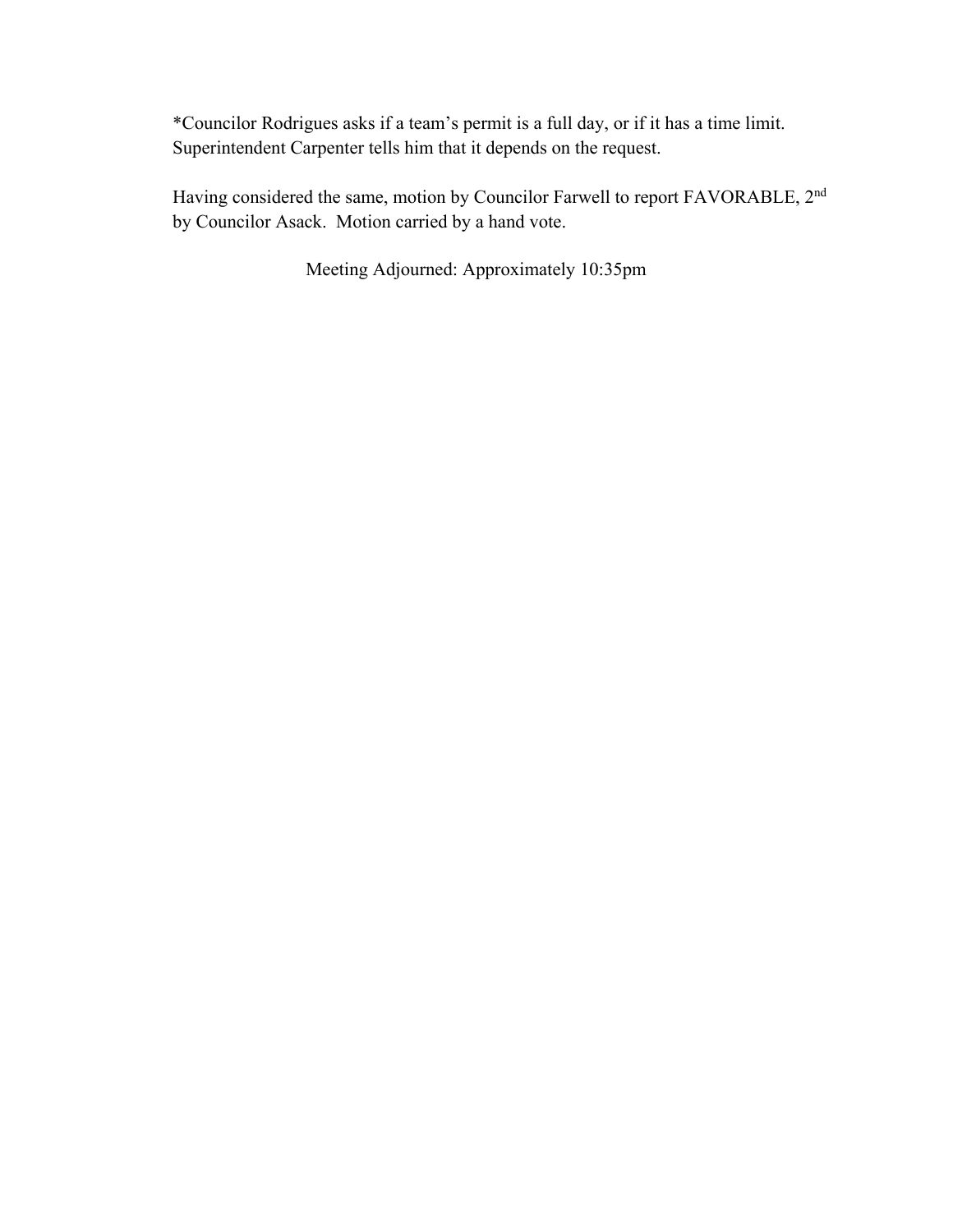*Councilor Rodrigues asks if a team's permit is a full day, or if it has a time limit. Superintendent Carpenter tells him that it depends on the request.

Having considered the same, motion by Councilor Farwell to report FAVORABLE, 2nd by Councilor Asack. Motion carried by a hand vote.

Meeting Adjourned: Approximately 10:35pm